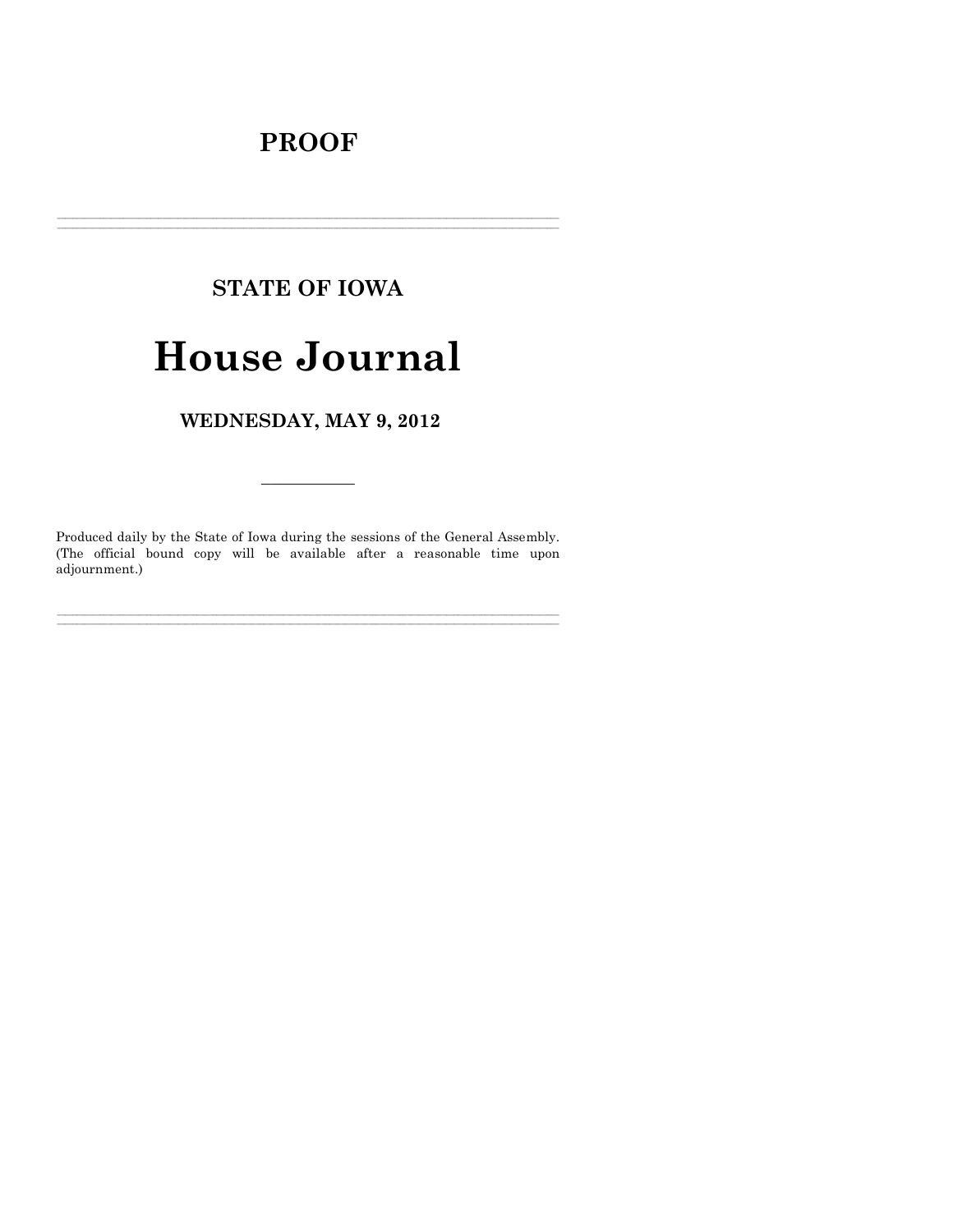# PROOF

---

## STATE OF IOWA

# House Journal

## WEDNESDAY, MAY 9, 2012

---

Produced daily by the State of Iowa during the sessions of the General Assembly. (The official bound copy will be available after a reasonable time upon adjournment.)

---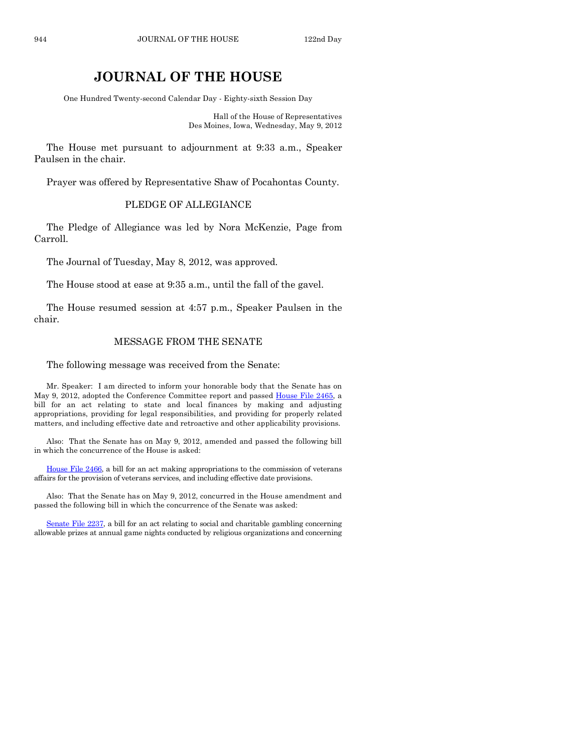# JOURNAL OF THE HOUSE

One Hundred Twenty-second Calendar Day - Eighty-sixth Session Day

Hall of the House of Representatives
Des Moines, Iowa, Wednesday, May 9, 2012

The House met pursuant to adjournment at 9:33 a.m., Speaker Paulsen in the chair.

Prayer was offered by Representative Shaw of Pocahontas County.

## PLEDGE OF ALLEGIANCE

The Pledge of Allegiance was led by Nora McKenzie, Page from Carroll.

The Journal of Tuesday, May 8, 2012, was approved.

The House stood at ease at 9:35 a.m., until the fall of the gavel.

The House resumed session at 4:57 p.m., Speaker Paulsen in the chair.

## MESSAGE FROM THE SENATE

The following message was received from the Senate:

Mr. Speaker: I am directed to inform your honorable body that the Senate has on May 9, 2012, adopted the Conference Committee report and passed House File 2465, a bill for an act relating to state and local finances by making and adjusting appropriations, providing for legal responsibilities, and providing for properly related matters, and including effective date and retroactive and other applicability provisions.

Also: That the Senate has on May 9, 2012, amended and passed the following bill in which the concurrence of the House is asked:

House File 2466, a bill for an act making appropriations to the commission of veterans affairs for the provision of veterans services, and including effective date provisions.

Also: That the Senate has on May 9, 2012, concurred in the House amendment and passed the following bill in which the concurrence of the Senate was asked:

Senate File 2237, a bill for an act relating to social and charitable gambling concerning allowable prizes at annual game nights conducted by religious organizations and concerning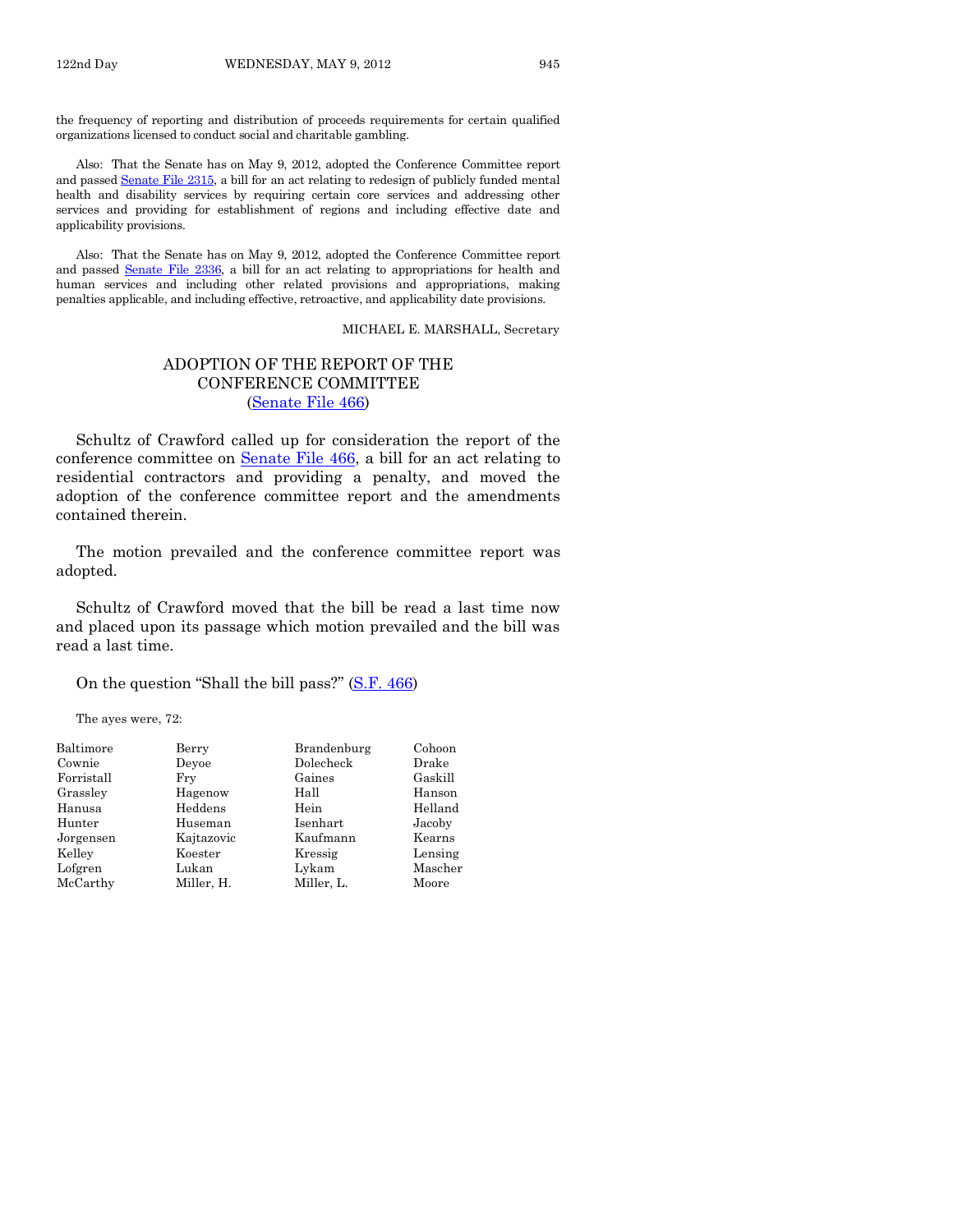the frequency of reporting and distribution of proceeds requirements for certain qualified organizations licensed to conduct social and charitable gambling.

Also: That the Senate has on May 9, 2012, adopted the Conference Committee report and passed Senate File 2315, a bill for an act relating to redesign of publicly funded mental health and disability services by requiring certain core services and addressing other services and providing for establishment of regions and including effective date and applicability provisions.

Also: That the Senate has on May 9, 2012, adopted the Conference Committee report and passed Senate File 2336, a bill for an act relating to appropriations for health and human services and including other related provisions and appropriations, making penalties applicable, and including effective, retroactive, and applicability date provisions.

MICHAEL E. MARSHALL, Secretary

## ADOPTION OF THE REPORT OF THE CONFERENCE COMMITTEE (Senate File 466)

Schultz of Crawford called up for consideration the report of the conference committee on Senate File 466, a bill for an act relating to residential contractors and providing a penalty, and moved the adoption of the conference committee report and the amendments contained therein.

The motion prevailed and the conference committee report was adopted.

Schultz of Crawford moved that the bill be read a last time now and placed upon its passage which motion prevailed and the bill was read a last time.

On the question "Shall the bill pass?" (S.F. 466)

The ayes were, 72:

| | | | |
|---|---|---|---|
| Baltimore | Berry | Brandenburg | Cohoon |
| Cownie | Deyoe | Dolecheck | Drake |
| Forristall | Fry | Gaines | Gaskill |
| Grassley | Hagenow | Hall | Hanson |
| Hanusa | Heddens | Hein | Helland |
| Hunter | Huseman | Isenhart | Jacoby |
| Jorgensen | Kajtazovic | Kaufmann | Kearns |
| Kelley | Koester | Kressig | Lensing |
| Lofgren | Lukan | Lykam | Mascher |
| McCarthy | Miller, H. | Miller, L. | Moore |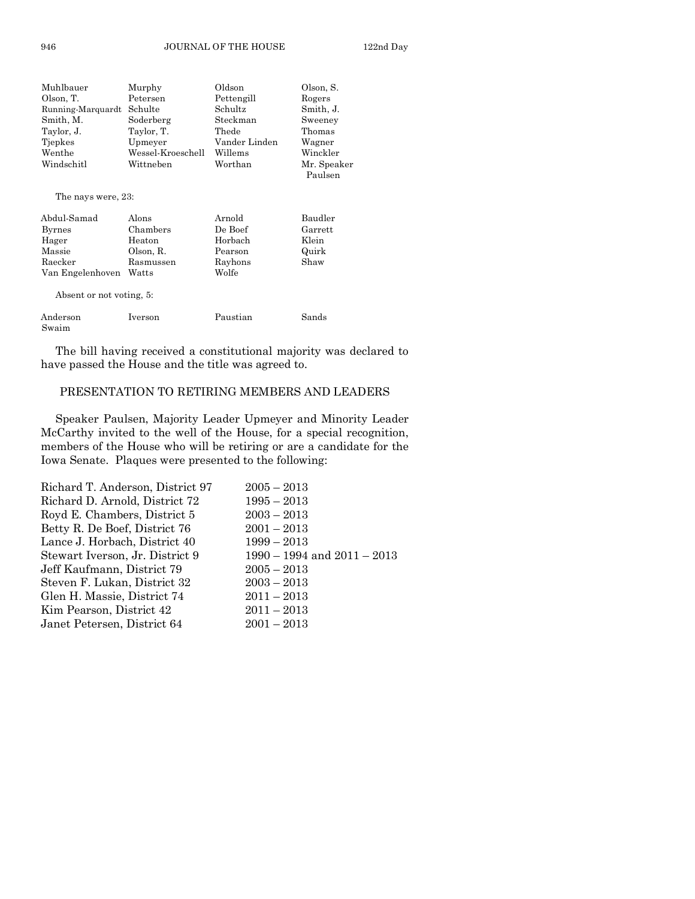| | | | |
|---|---|---|---|
| Muhlbauer | Murphy | Oldson | Olson, S. |
| Olson, T. | Petersen | Pettengill | Rogers |
| Running-Marquardt | Schulte | Schultz | Smith, J. |
| Smith, M. | Soderberg | Steckman | Sweeney |
| Taylor, J. | Taylor, T. | Thede | Thomas |
| Tjepkes | Upmeyer | Vander Linden | Wagner |
| Wenthe | Wessel-Kroeschell | Willems | Winckler |
| Windschitl | Wittneben | Worthan | Mr. Speaker Paulsen |

The nays were, 23:

| | | | |
|---|---|---|---|
| Abdul-Samad | Alons | Arnold | Baudler |
| Byrnes | Chambers | De Boef | Garrett |
| Hager | Heaton | Horbach | Klein |
| Massie | Olson, R. | Pearson | Quirk |
| Raecker | Rasmussen | Rayhons | Shaw |
| Van Engelenhoven | Watts | Wolfe | |

Absent or not voting, 5:

| | | | |
|---|---|---|---|
| Anderson | Iverson | Paustian | Sands |
| Swaim | | | |

The bill having received a constitutional majority was declared to have passed the House and the title was agreed to.

## PRESENTATION TO RETIRING MEMBERS AND LEADERS

Speaker Paulsen, Majority Leader Upmeyer and Minority Leader McCarthy invited to the well of the House, for a special recognition, members of the House who will be retiring or are a candidate for the Iowa Senate. Plaques were presented to the following:

| | |
|---|---|
| Richard T. Anderson, District 97 | 2005 – 2013 |
| Richard D. Arnold, District 72 | 1995 – 2013 |
| Royd E. Chambers, District 5 | 2003 – 2013 |
| Betty R. De Boef, District 76 | 2001 – 2013 |
| Lance J. Horbach, District 40 | 1999 – 2013 |
| Stewart Iverson, Jr. District 9 | 1990 – 1994 and 2011 – 2013 |
| Jeff Kaufmann, District 79 | 2005 – 2013 |
| Steven F. Lukan, District 32 | 2003 – 2013 |
| Glen H. Massie, District 74 | 2011 – 2013 |
| Kim Pearson, District 42 | 2011 – 2013 |
| Janet Petersen, District 64 | 2001 – 2013 |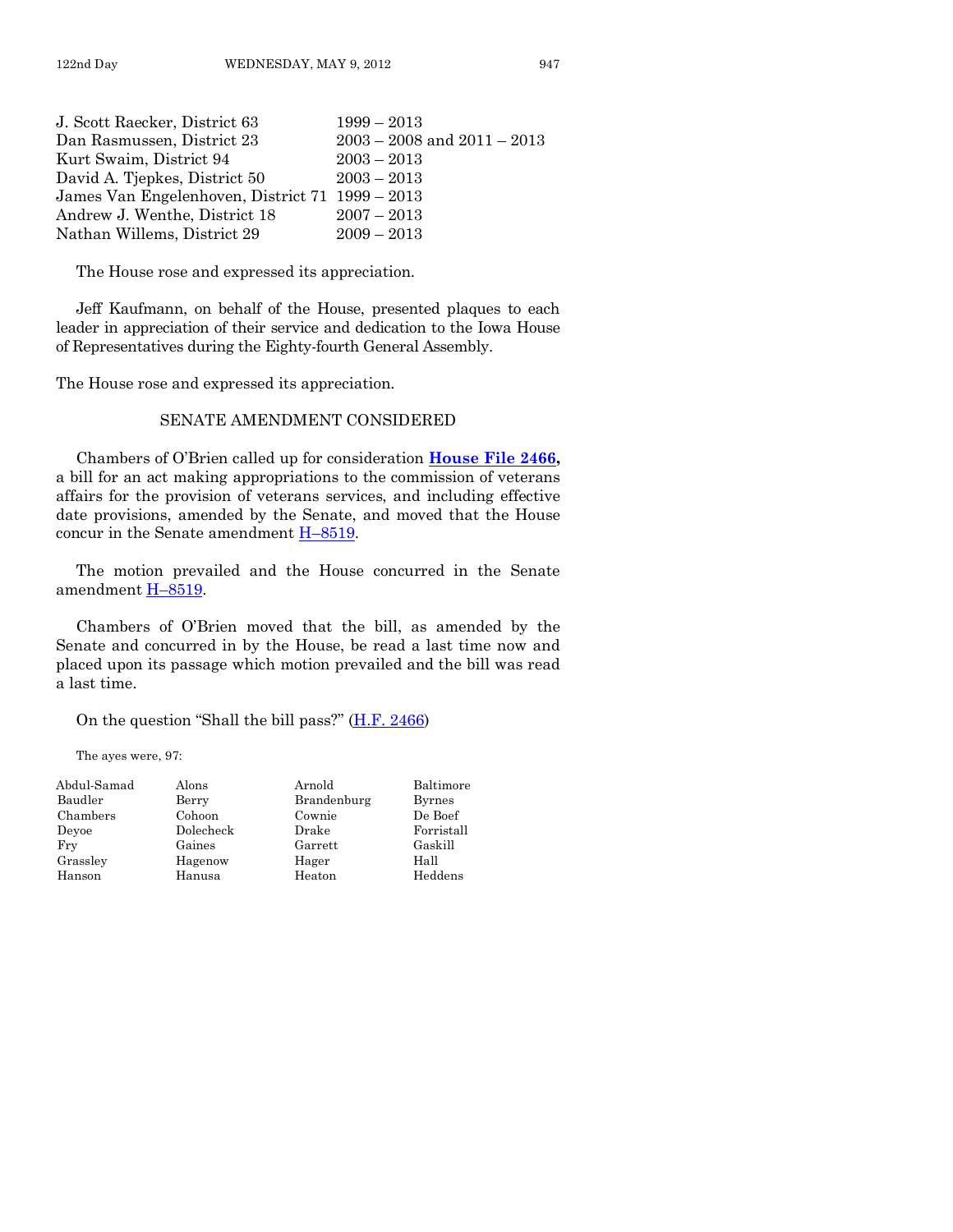| | |
|---|---|
| J. Scott Raecker, District 63 | 1999 – 2013 |
| Dan Rasmussen, District 23 | 2003 – 2008 and 2011 – 2013 |
| Kurt Swaim, District 94 | 2003 – 2013 |
| David A. Tjepkes, District 50 | 2003 – 2013 |
| James Van Engelenhoven, District 71 | 1999 – 2013 |
| Andrew J. Wenthe, District 18 | 2007 – 2013 |
| Nathan Willems, District 29 | 2009 – 2013 |

The House rose and expressed its appreciation.

Jeff Kaufmann, on behalf of the House, presented plaques to each leader in appreciation of their service and dedication to the Iowa House of Representatives during the Eighty-fourth General Assembly.

The House rose and expressed its appreciation.

## SENATE AMENDMENT CONSIDERED

Chambers of O'Brien called up for consideration **House File 2466,** a bill for an act making appropriations to the commission of veterans affairs for the provision of veterans services, and including effective date provisions, amended by the Senate, and moved that the House concur in the Senate amendment H–8519.

The motion prevailed and the House concurred in the Senate amendment H–8519.

Chambers of O'Brien moved that the bill, as amended by the Senate and concurred in by the House, be read a last time now and placed upon its passage which motion prevailed and the bill was read a last time.

On the question "Shall the bill pass?" (H.F. 2466)

The ayes were, 97:

| | | | |
|---|---|---|---|
| Abdul-Samad | Alons | Arnold | Baltimore |
| Baudler | Berry | Brandenburg | Byrnes |
| Chambers | Cohoon | Cownie | De Boef |
| Deyoe | Dolecheck | Drake | Forristall |
| Fry | Gaines | Garrett | Gaskill |
| Grassley | Hagenow | Hager | Hall |
| Hanson | Hanusa | Heaton | Heddens |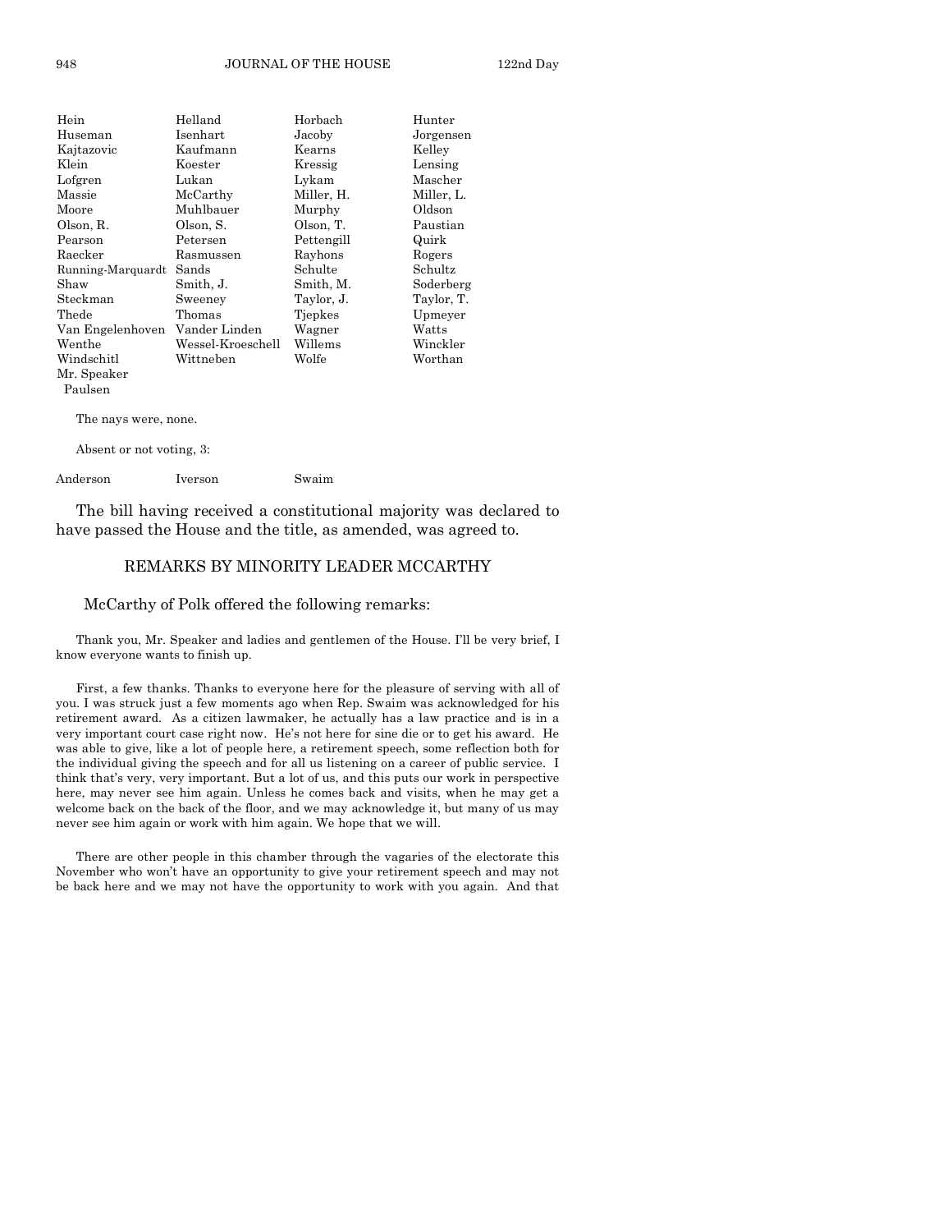| | | | |
|---|---|---|---|
| Hein | Helland | Horbach | Hunter |
| Huseman | Isenhart | Jacoby | Jorgensen |
| Kajtazovic | Kaufmann | Kearns | Kelley |
| Klein | Koester | Kressig | Lensing |
| Lofgren | Lukan | Lykam | Mascher |
| Massie | McCarthy | Miller, H. | Miller, L. |
| Moore | Muhlbauer | Murphy | Oldson |
| Olson, R. | Olson, S. | Olson, T. | Paustian |
| Pearson | Petersen | Pettengill | Quirk |
| Raecker | Rasmussen | Rayhons | Rogers |
| Running-Marquardt | Sands | Schulte | Schultz |
| Shaw | Smith, J. | Smith, M. | Soderberg |
| Steckman | Sweeney | Taylor, J. | Taylor, T. |
| Thede | Thomas | Tjepkes | Upmeyer |
| Van Engelenhoven | Vander Linden | Wagner | Watts |
| Wenthe | Wessel-Kroeschell | Willems | Winckler |
| Windschitl | Wittneben | Wolfe | Worthan |
| Mr. Speaker Paulsen | | | |

The nays were, none.

Absent or not voting, 3:

| | | |
|---|---|---|
| Anderson | Iverson | Swaim |

The bill having received a constitutional majority was declared to have passed the House and the title, as amended, was agreed to.

## REMARKS BY MINORITY LEADER MCCARTHY

McCarthy of Polk offered the following remarks:

Thank you, Mr. Speaker and ladies and gentlemen of the House. I'll be very brief, I know everyone wants to finish up.

First, a few thanks. Thanks to everyone here for the pleasure of serving with all of you. I was struck just a few moments ago when Rep. Swaim was acknowledged for his retirement award. As a citizen lawmaker, he actually has a law practice and is in a very important court case right now. He's not here for sine die or to get his award. He was able to give, like a lot of people here, a retirement speech, some reflection both for the individual giving the speech and for all us listening on a career of public service. I think that's very, very important. But a lot of us, and this puts our work in perspective here, may never see him again. Unless he comes back and visits, when he may get a welcome back on the back of the floor, and we may acknowledge it, but many of us may never see him again or work with him again. We hope that we will.

There are other people in this chamber through the vagaries of the electorate this November who won't have an opportunity to give your retirement speech and may not be back here and we may not have the opportunity to work with you again. And that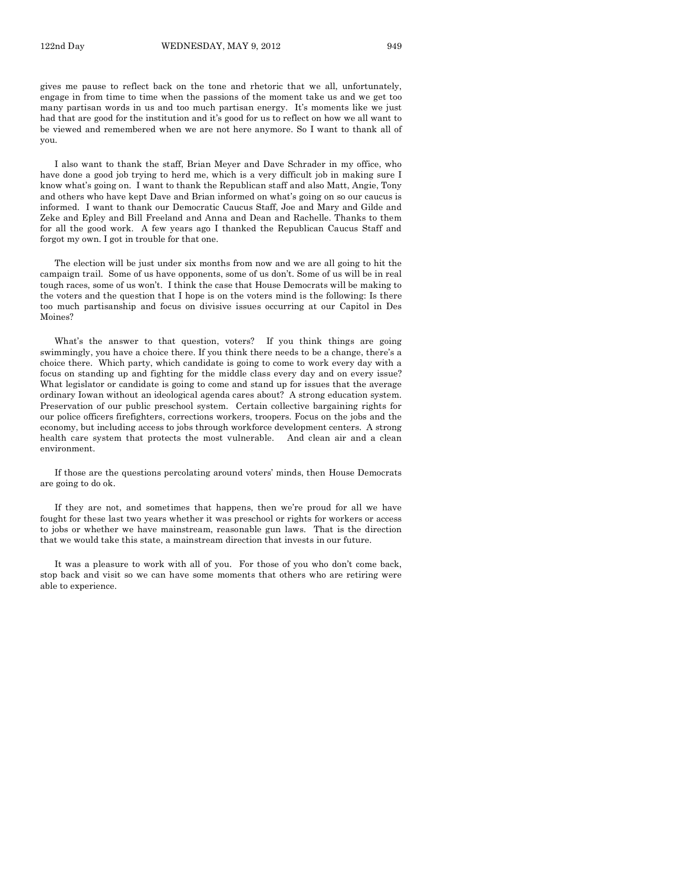gives me pause to reflect back on the tone and rhetoric that we all, unfortunately, engage in from time to time when the passions of the moment take us and we get too many partisan words in us and too much partisan energy. It's moments like we just had that are good for the institution and it's good for us to reflect on how we all want to be viewed and remembered when we are not here anymore. So I want to thank all of you.

I also want to thank the staff, Brian Meyer and Dave Schrader in my office, who have done a good job trying to herd me, which is a very difficult job in making sure I know what's going on. I want to thank the Republican staff and also Matt, Angie, Tony and others who have kept Dave and Brian informed on what's going on so our caucus is informed. I want to thank our Democratic Caucus Staff, Joe and Mary and Gilde and Zeke and Epley and Bill Freeland and Anna and Dean and Rachelle. Thanks to them for all the good work. A few years ago I thanked the Republican Caucus Staff and forgot my own. I got in trouble for that one.

The election will be just under six months from now and we are all going to hit the campaign trail. Some of us have opponents, some of us don't. Some of us will be in real tough races, some of us won't. I think the case that House Democrats will be making to the voters and the question that I hope is on the voters mind is the following: Is there too much partisanship and focus on divisive issues occurring at our Capitol in Des Moines?

What's the answer to that question, voters? If you think things are going swimmingly, you have a choice there. If you think there needs to be a change, there's a choice there. Which party, which candidate is going to come to work every day with a focus on standing up and fighting for the middle class every day and on every issue? What legislator or candidate is going to come and stand up for issues that the average ordinary Iowan without an ideological agenda cares about? A strong education system. Preservation of our public preschool system. Certain collective bargaining rights for our police officers firefighters, corrections workers, troopers. Focus on the jobs and the economy, but including access to jobs through workforce development centers. A strong health care system that protects the most vulnerable. And clean air and a clean environment.

If those are the questions percolating around voters' minds, then House Democrats are going to do ok.

If they are not, and sometimes that happens, then we're proud for all we have fought for these last two years whether it was preschool or rights for workers or access to jobs or whether we have mainstream, reasonable gun laws. That is the direction that we would take this state, a mainstream direction that invests in our future.

It was a pleasure to work with all of you. For those of you who don't come back, stop back and visit so we can have some moments that others who are retiring were able to experience.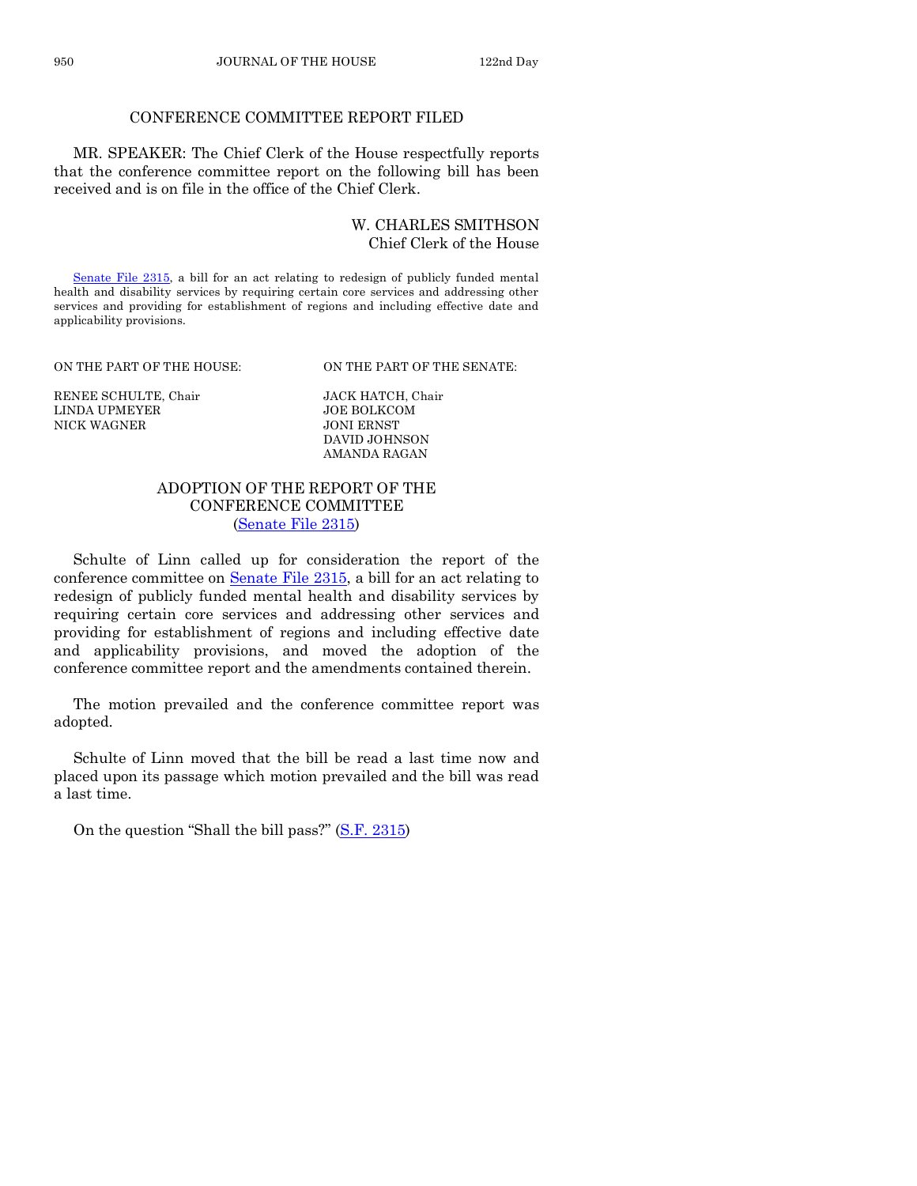## CONFERENCE COMMITTEE REPORT FILED

MR. SPEAKER: The Chief Clerk of the House respectfully reports that the conference committee report on the following bill has been received and is on file in the office of the Chief Clerk.

W. CHARLES SMITHSON
Chief Clerk of the House

Senate File 2315, a bill for an act relating to redesign of publicly funded mental health and disability services by requiring certain core services and addressing other services and providing for establishment of regions and including effective date and applicability provisions.

| ON THE PART OF THE HOUSE: | ON THE PART OF THE SENATE: |
|---|---|
| RENEE SCHULTE, Chair | JACK HATCH, Chair |
| LINDA UPMEYER | JOE BOLKCOM |
| NICK WAGNER | JONI ERNST |
| | DAVID JOHNSON |
| | AMANDA RAGAN |

## ADOPTION OF THE REPORT OF THE CONFERENCE COMMITTEE (Senate File 2315)

Schulte of Linn called up for consideration the report of the conference committee on Senate File 2315, a bill for an act relating to redesign of publicly funded mental health and disability services by requiring certain core services and addressing other services and providing for establishment of regions and including effective date and applicability provisions, and moved the adoption of the conference committee report and the amendments contained therein.

The motion prevailed and the conference committee report was adopted.

Schulte of Linn moved that the bill be read a last time now and placed upon its passage which motion prevailed and the bill was read a last time.

On the question "Shall the bill pass?" (S.F. 2315)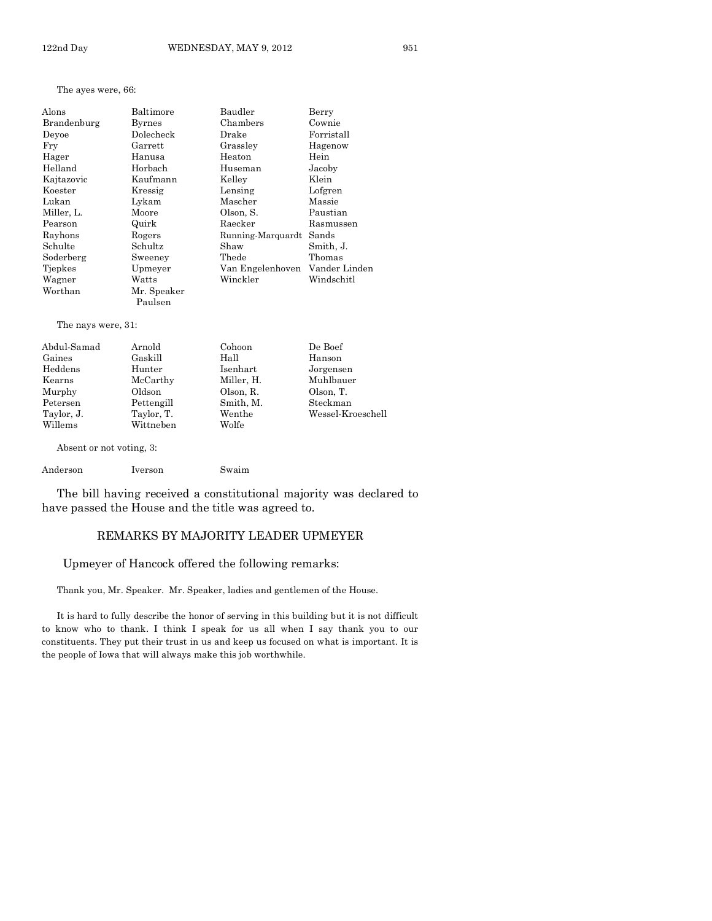The ayes were, 66:

| | | | |
|---|---|---|---|
| Alons | Baltimore | Baudler | Berry |
| Brandenburg | Byrnes | Chambers | Cownie |
| Deyoe | Dolecheck | Drake | Forristall |
| Fry | Garrett | Grassley | Hagenow |
| Hager | Hanusa | Heaton | Hein |
| Helland | Horbach | Huseman | Jacoby |
| Kajtazovic | Kaufmann | Kelley | Klein |
| Koester | Kressig | Lensing | Lofgren |
| Lukan | Lykam | Mascher | Massie |
| Miller, L. | Moore | Olson, S. | Paustian |
| Pearson | Quirk | Raecker | Rasmussen |
| Rayhons | Rogers | Running-Marquardt | Sands |
| Schulte | Schultz | Shaw | Smith, J. |
| Soderberg | Sweeney | Thede | Thomas |
| Tjepkes | Upmeyer | Van Engelenhoven | Vander Linden |
| Wagner | Watts | Winckler | Windschitl |
| Worthan | Mr. Speaker Paulsen | | |

The nays were, 31:

| | | | |
|---|---|---|---|
| Abdul-Samad | Arnold | Cohoon | De Boef |
| Gaines | Gaskill | Hall | Hanson |
| Heddens | Hunter | Isenhart | Jorgensen |
| Kearns | McCarthy | Miller, H. | Muhlbauer |
| Murphy | Oldson | Olson, R. | Olson, T. |
| Petersen | Pettengill | Smith, M. | Steckman |
| Taylor, J. | Taylor, T. | Wenthe | Wessel-Kroeschell |
| Willems | Wittneben | Wolfe | |

Absent or not voting, 3:

| | | |
|---|---|---|
| Anderson | Iverson | Swaim |

The bill having received a constitutional majority was declared to have passed the House and the title was agreed to.

## REMARKS BY MAJORITY LEADER UPMEYER

Upmeyer of Hancock offered the following remarks:

Thank you, Mr. Speaker. Mr. Speaker, ladies and gentlemen of the House.

It is hard to fully describe the honor of serving in this building but it is not difficult to know who to thank. I think I speak for us all when I say thank you to our constituents. They put their trust in us and keep us focused on what is important. It is the people of Iowa that will always make this job worthwhile.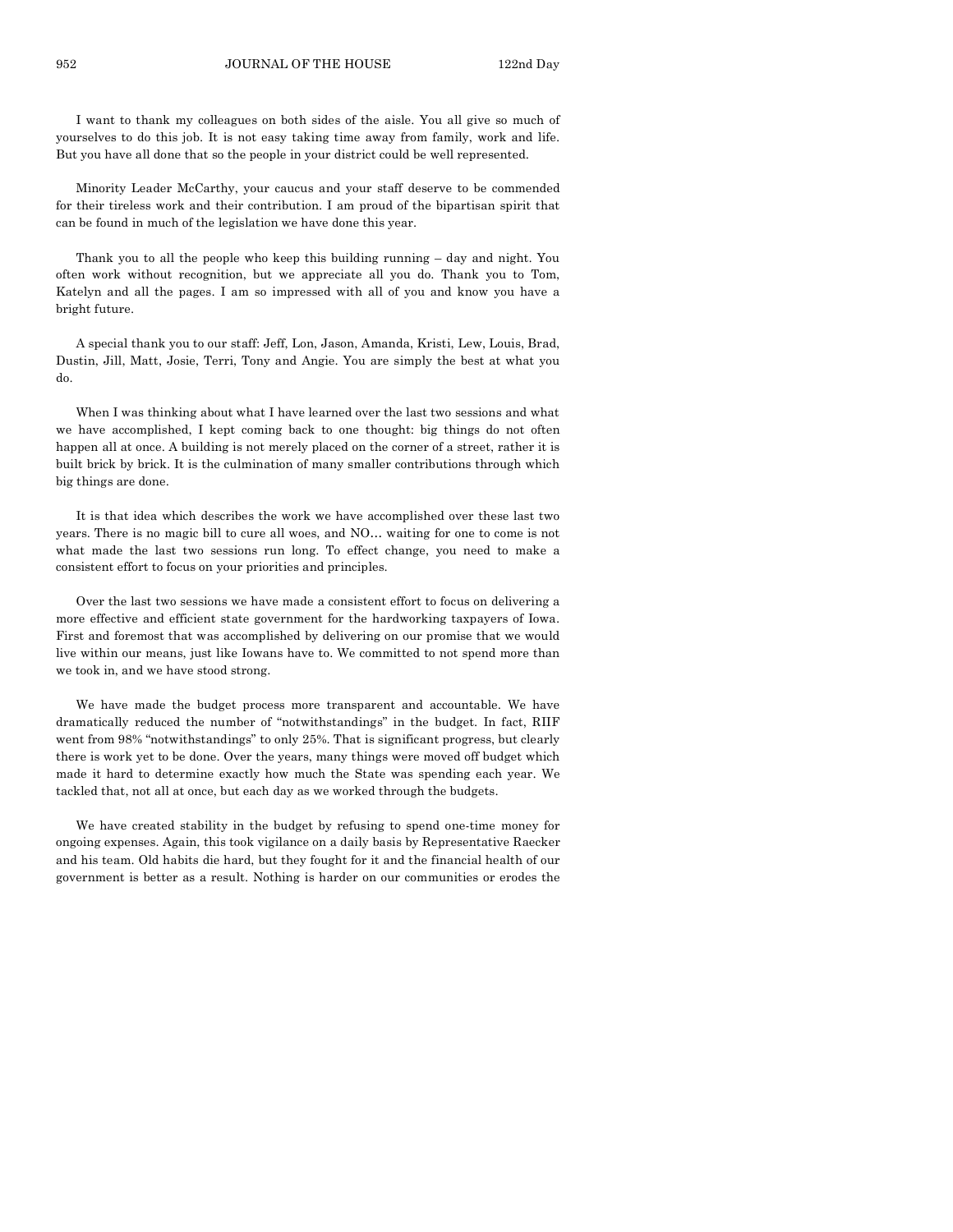I want to thank my colleagues on both sides of the aisle. You all give so much of yourselves to do this job. It is not easy taking time away from family, work and life. But you have all done that so the people in your district could be well represented.

Minority Leader McCarthy, your caucus and your staff deserve to be commended for their tireless work and their contribution. I am proud of the bipartisan spirit that can be found in much of the legislation we have done this year.

Thank you to all the people who keep this building running – day and night. You often work without recognition, but we appreciate all you do. Thank you to Tom, Katelyn and all the pages. I am so impressed with all of you and know you have a bright future.

A special thank you to our staff: Jeff, Lon, Jason, Amanda, Kristi, Lew, Louis, Brad, Dustin, Jill, Matt, Josie, Terri, Tony and Angie. You are simply the best at what you do.

When I was thinking about what I have learned over the last two sessions and what we have accomplished, I kept coming back to one thought: big things do not often happen all at once. A building is not merely placed on the corner of a street, rather it is built brick by brick. It is the culmination of many smaller contributions through which big things are done.

It is that idea which describes the work we have accomplished over these last two years. There is no magic bill to cure all woes, and NO… waiting for one to come is not what made the last two sessions run long. To effect change, you need to make a consistent effort to focus on your priorities and principles.

Over the last two sessions we have made a consistent effort to focus on delivering a more effective and efficient state government for the hardworking taxpayers of Iowa. First and foremost that was accomplished by delivering on our promise that we would live within our means, just like Iowans have to. We committed to not spend more than we took in, and we have stood strong.

We have made the budget process more transparent and accountable. We have dramatically reduced the number of "notwithstandings" in the budget. In fact, RIIF went from 98% "notwithstandings" to only 25%. That is significant progress, but clearly there is work yet to be done. Over the years, many things were moved off budget which made it hard to determine exactly how much the State was spending each year. We tackled that, not all at once, but each day as we worked through the budgets.

We have created stability in the budget by refusing to spend one-time money for ongoing expenses. Again, this took vigilance on a daily basis by Representative Raecker and his team. Old habits die hard, but they fought for it and the financial health of our government is better as a result. Nothing is harder on our communities or erodes the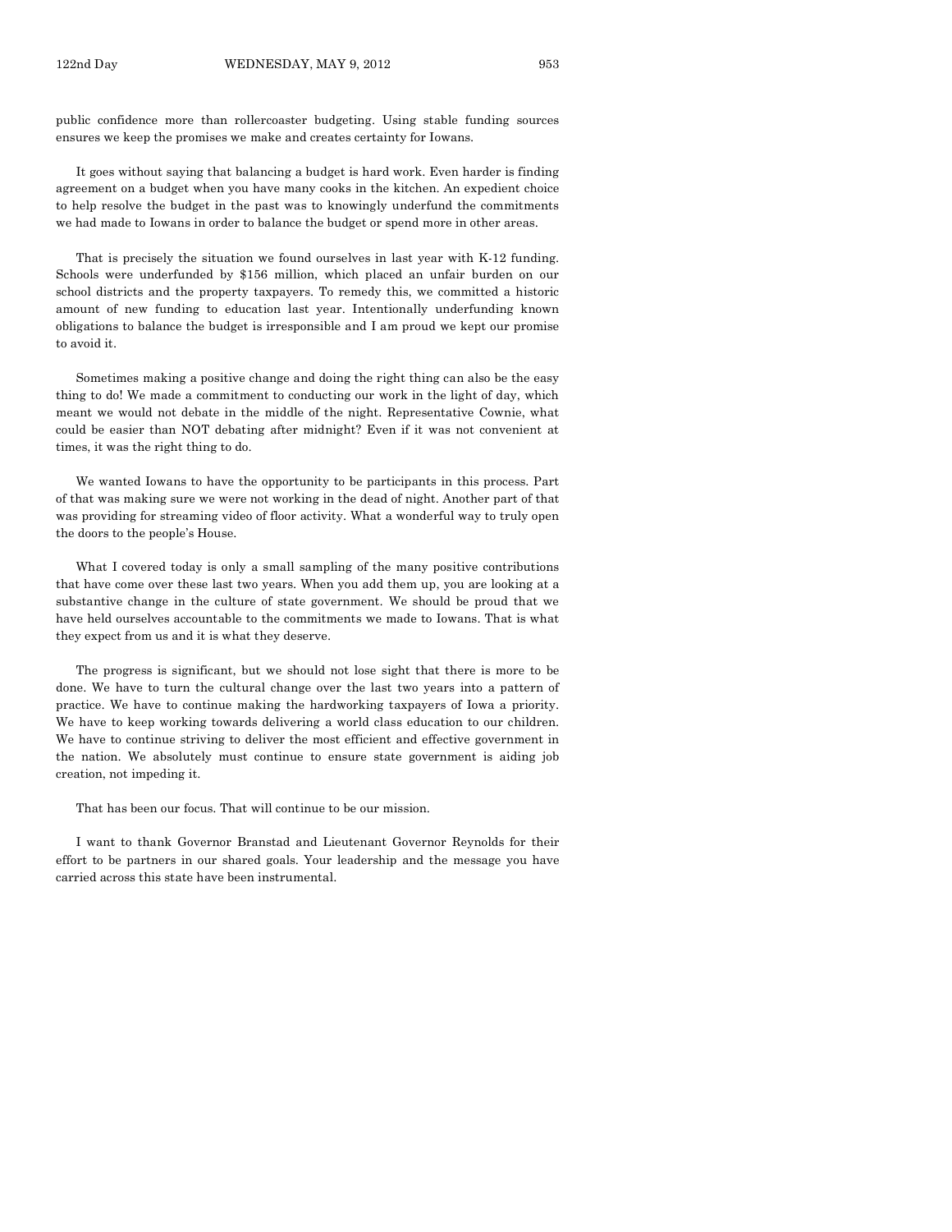public confidence more than rollercoaster budgeting. Using stable funding sources ensures we keep the promises we make and creates certainty for Iowans.

It goes without saying that balancing a budget is hard work. Even harder is finding agreement on a budget when you have many cooks in the kitchen. An expedient choice to help resolve the budget in the past was to knowingly underfund the commitments we had made to Iowans in order to balance the budget or spend more in other areas.

That is precisely the situation we found ourselves in last year with K-12 funding. Schools were underfunded by $156 million, which placed an unfair burden on our school districts and the property taxpayers. To remedy this, we committed a historic amount of new funding to education last year. Intentionally underfunding known obligations to balance the budget is irresponsible and I am proud we kept our promise to avoid it.

Sometimes making a positive change and doing the right thing can also be the easy thing to do! We made a commitment to conducting our work in the light of day, which meant we would not debate in the middle of the night. Representative Cownie, what could be easier than NOT debating after midnight? Even if it was not convenient at times, it was the right thing to do.

We wanted Iowans to have the opportunity to be participants in this process. Part of that was making sure we were not working in the dead of night. Another part of that was providing for streaming video of floor activity. What a wonderful way to truly open the doors to the people's House.

What I covered today is only a small sampling of the many positive contributions that have come over these last two years. When you add them up, you are looking at a substantive change in the culture of state government. We should be proud that we have held ourselves accountable to the commitments we made to Iowans. That is what they expect from us and it is what they deserve.

The progress is significant, but we should not lose sight that there is more to be done. We have to turn the cultural change over the last two years into a pattern of practice. We have to continue making the hardworking taxpayers of Iowa a priority. We have to keep working towards delivering a world class education to our children. We have to continue striving to deliver the most efficient and effective government in the nation. We absolutely must continue to ensure state government is aiding job creation, not impeding it.

That has been our focus. That will continue to be our mission.

I want to thank Governor Branstad and Lieutenant Governor Reynolds for their effort to be partners in our shared goals. Your leadership and the message you have carried across this state have been instrumental.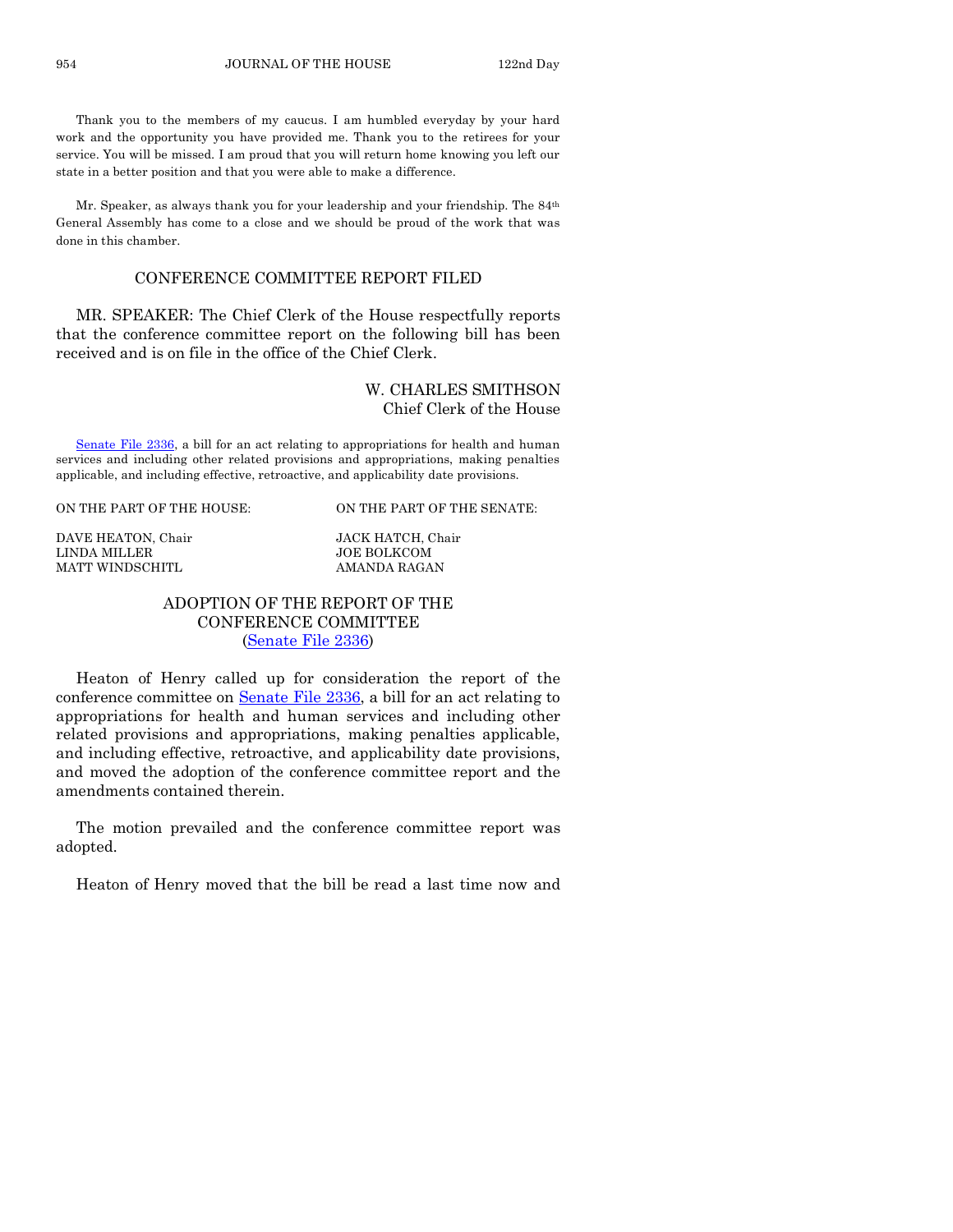Thank you to the members of my caucus. I am humbled everyday by your hard work and the opportunity you have provided me. Thank you to the retirees for your service. You will be missed. I am proud that you will return home knowing you left our state in a better position and that you were able to make a difference.

Mr. Speaker, as always thank you for your leadership and your friendship. The 84th General Assembly has come to a close and we should be proud of the work that was done in this chamber.

## CONFERENCE COMMITTEE REPORT FILED

MR. SPEAKER: The Chief Clerk of the House respectfully reports that the conference committee report on the following bill has been received and is on file in the office of the Chief Clerk.

W. CHARLES SMITHSON
Chief Clerk of the House

Senate File 2336, a bill for an act relating to appropriations for health and human services and including other related provisions and appropriations, making penalties applicable, and including effective, retroactive, and applicability date provisions.

| ON THE PART OF THE HOUSE: | ON THE PART OF THE SENATE: |
|---|---|
| DAVE HEATON, Chair | JACK HATCH, Chair |
| LINDA MILLER | JOE BOLKCOM |
| MATT WINDSCHITL | AMANDA RAGAN |

## ADOPTION OF THE REPORT OF THE CONFERENCE COMMITTEE (Senate File 2336)

Heaton of Henry called up for consideration the report of the conference committee on Senate File 2336, a bill for an act relating to appropriations for health and human services and including other related provisions and appropriations, making penalties applicable, and including effective, retroactive, and applicability date provisions, and moved the adoption of the conference committee report and the amendments contained therein.

The motion prevailed and the conference committee report was adopted.

Heaton of Henry moved that the bill be read a last time now and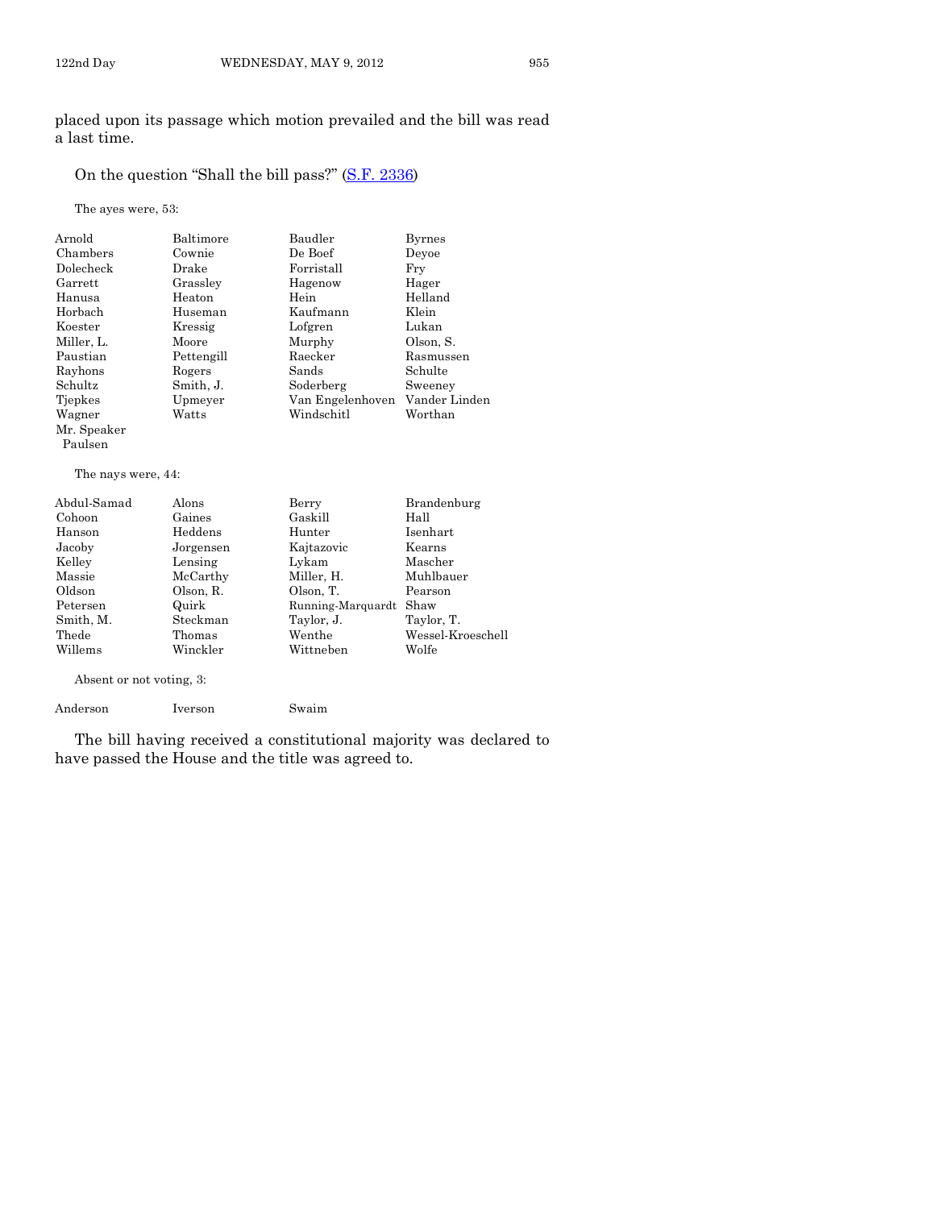placed upon its passage which motion prevailed and the bill was read a last time.

On the question "Shall the bill pass?" (S.F. 2336)

The ayes were, 53:

| | | | |
|---|---|---|---|
| Arnold | Baltimore | Baudler | Byrnes |
| Chambers | Cownie | De Boef | Deyoe |
| Dolecheck | Drake | Forristall | Fry |
| Garrett | Grassley | Hagenow | Hager |
| Hanusa | Heaton | Hein | Helland |
| Horbach | Huseman | Kaufmann | Klein |
| Koester | Kressig | Lofgren | Lukan |
| Miller, L. | Moore | Murphy | Olson, S. |
| Paustian | Pettengill | Raecker | Rasmussen |
| Rayhons | Rogers | Sands | Schulte |
| Schultz | Smith, J. | Soderberg | Sweeney |
| Tjepkes | Upmeyer | Van Engelenhoven | Vander Linden |
| Wagner | Watts | Windschitl | Worthan |
| Mr. Speaker Paulsen | | | |

The nays were, 44:

| | | | |
|---|---|---|---|
| Abdul-Samad | Alons | Berry | Brandenburg |
| Cohoon | Gaines | Gaskill | Hall |
| Hanson | Heddens | Hunter | Isenhart |
| Jacoby | Jorgensen | Kajtazovic | Kearns |
| Kelley | Lensing | Lykam | Mascher |
| Massie | McCarthy | Miller, H. | Muhlbauer |
| Oldson | Olson, R. | Olson, T. | Pearson |
| Petersen | Quirk | Running-Marquardt | Shaw |
| Smith, M. | Steckman | Taylor, J. | Taylor, T. |
| Thede | Thomas | Wenthe | Wessel-Kroeschell |
| Willems | Winckler | Wittneben | Wolfe |

Absent or not voting, 3:

| | | |
|---|---|---|
| Anderson | Iverson | Swaim |

The bill having received a constitutional majority was declared to have passed the House and the title was agreed to.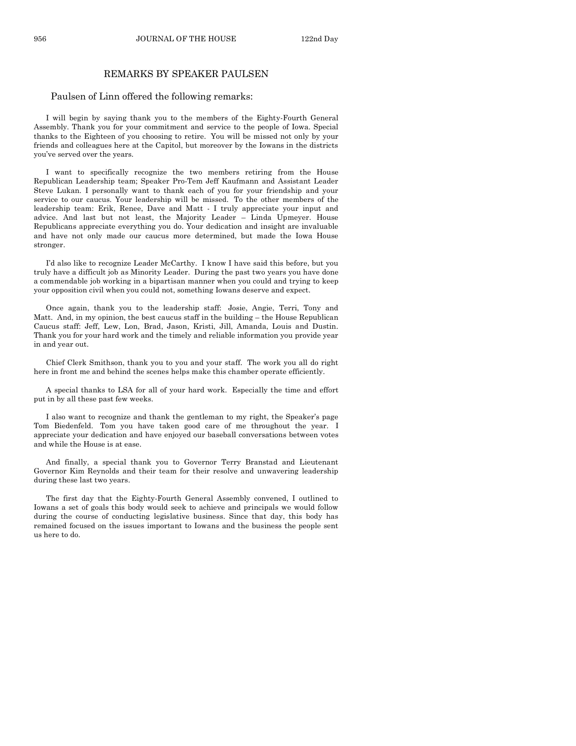## REMARKS BY SPEAKER PAULSEN

Paulsen of Linn offered the following remarks:

I will begin by saying thank you to the members of the Eighty-Fourth General Assembly. Thank you for your commitment and service to the people of Iowa. Special thanks to the Eighteen of you choosing to retire. You will be missed not only by your friends and colleagues here at the Capitol, but moreover by the Iowans in the districts you've served over the years.

I want to specifically recognize the two members retiring from the House Republican Leadership team; Speaker Pro-Tem Jeff Kaufmann and Assistant Leader Steve Lukan. I personally want to thank each of you for your friendship and your service to our caucus. Your leadership will be missed. To the other members of the leadership team: Erik, Renee, Dave and Matt - I truly appreciate your input and advice. And last but not least, the Majority Leader – Linda Upmeyer. House Republicans appreciate everything you do. Your dedication and insight are invaluable and have not only made our caucus more determined, but made the Iowa House stronger.

I'd also like to recognize Leader McCarthy. I know I have said this before, but you truly have a difficult job as Minority Leader. During the past two years you have done a commendable job working in a bipartisan manner when you could and trying to keep your opposition civil when you could not, something Iowans deserve and expect.

Once again, thank you to the leadership staff: Josie, Angie, Terri, Tony and Matt. And, in my opinion, the best caucus staff in the building – the House Republican Caucus staff: Jeff, Lew, Lon, Brad, Jason, Kristi, Jill, Amanda, Louis and Dustin. Thank you for your hard work and the timely and reliable information you provide year in and year out.

Chief Clerk Smithson, thank you to you and your staff. The work you all do right here in front me and behind the scenes helps make this chamber operate efficiently.

A special thanks to LSA for all of your hard work. Especially the time and effort put in by all these past few weeks.

I also want to recognize and thank the gentleman to my right, the Speaker's page Tom Biedenfeld. Tom you have taken good care of me throughout the year. I appreciate your dedication and have enjoyed our baseball conversations between votes and while the House is at ease.

And finally, a special thank you to Governor Terry Branstad and Lieutenant Governor Kim Reynolds and their team for their resolve and unwavering leadership during these last two years.

The first day that the Eighty-Fourth General Assembly convened, I outlined to Iowans a set of goals this body would seek to achieve and principals we would follow during the course of conducting legislative business. Since that day, this body has remained focused on the issues important to Iowans and the business the people sent us here to do.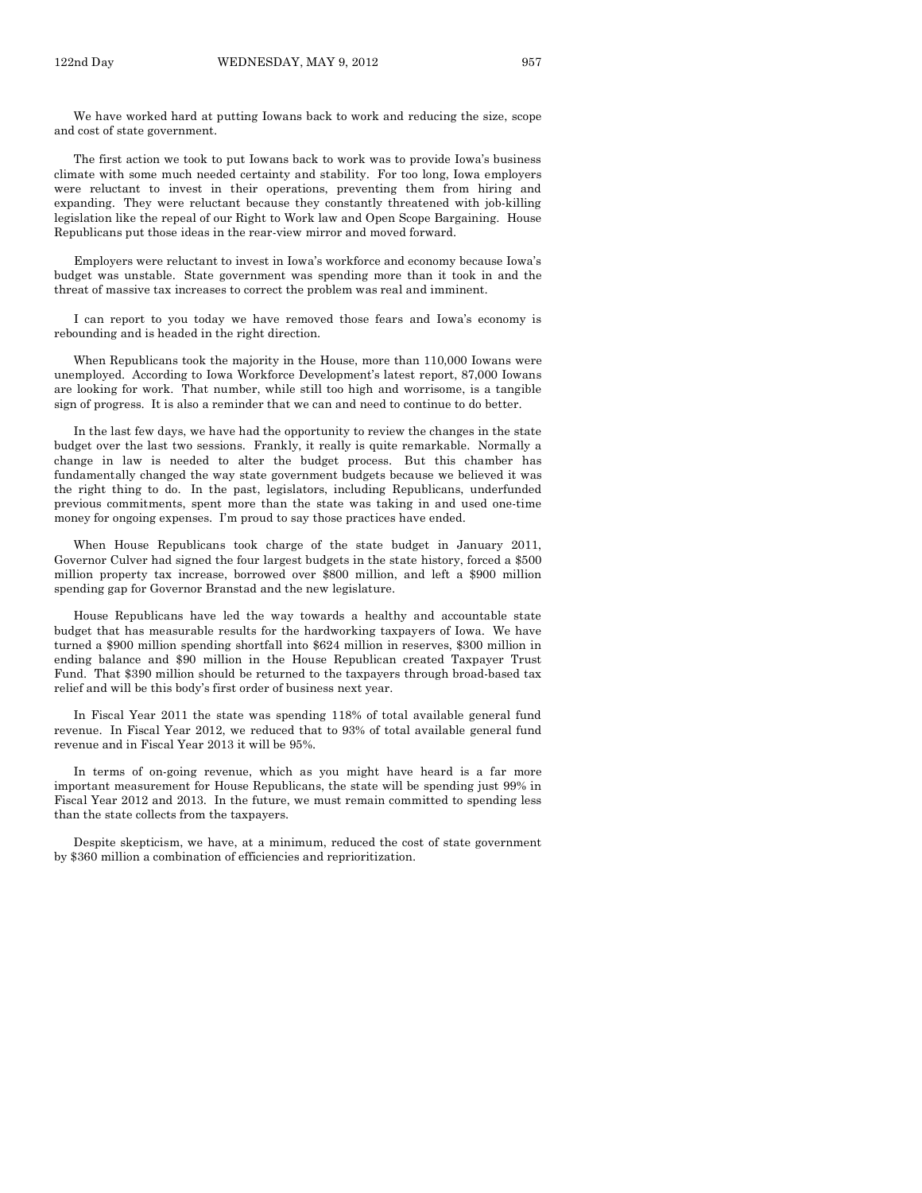We have worked hard at putting Iowans back to work and reducing the size, scope and cost of state government.

The first action we took to put Iowans back to work was to provide Iowa's business climate with some much needed certainty and stability. For too long, Iowa employers were reluctant to invest in their operations, preventing them from hiring and expanding. They were reluctant because they constantly threatened with job-killing legislation like the repeal of our Right to Work law and Open Scope Bargaining. House Republicans put those ideas in the rear-view mirror and moved forward.

Employers were reluctant to invest in Iowa's workforce and economy because Iowa's budget was unstable. State government was spending more than it took in and the threat of massive tax increases to correct the problem was real and imminent.

I can report to you today we have removed those fears and Iowa's economy is rebounding and is headed in the right direction.

When Republicans took the majority in the House, more than 110,000 Iowans were unemployed. According to Iowa Workforce Development's latest report, 87,000 Iowans are looking for work. That number, while still too high and worrisome, is a tangible sign of progress. It is also a reminder that we can and need to continue to do better.

In the last few days, we have had the opportunity to review the changes in the state budget over the last two sessions. Frankly, it really is quite remarkable. Normally a change in law is needed to alter the budget process. But this chamber has fundamentally changed the way state government budgets because we believed it was the right thing to do. In the past, legislators, including Republicans, underfunded previous commitments, spent more than the state was taking in and used one-time money for ongoing expenses. I'm proud to say those practices have ended.

When House Republicans took charge of the state budget in January 2011, Governor Culver had signed the four largest budgets in the state history, forced a $500 million property tax increase, borrowed over $800 million, and left a $900 million spending gap for Governor Branstad and the new legislature.

House Republicans have led the way towards a healthy and accountable state budget that has measurable results for the hardworking taxpayers of Iowa. We have turned a $900 million spending shortfall into $624 million in reserves, $300 million in ending balance and $90 million in the House Republican created Taxpayer Trust Fund. That $390 million should be returned to the taxpayers through broad-based tax relief and will be this body's first order of business next year.

In Fiscal Year 2011 the state was spending 118% of total available general fund revenue. In Fiscal Year 2012, we reduced that to 93% of total available general fund revenue and in Fiscal Year 2013 it will be 95%.

In terms of on-going revenue, which as you might have heard is a far more important measurement for House Republicans, the state will be spending just 99% in Fiscal Year 2012 and 2013. In the future, we must remain committed to spending less than the state collects from the taxpayers.

Despite skepticism, we have, at a minimum, reduced the cost of state government by $360 million a combination of efficiencies and reprioritization.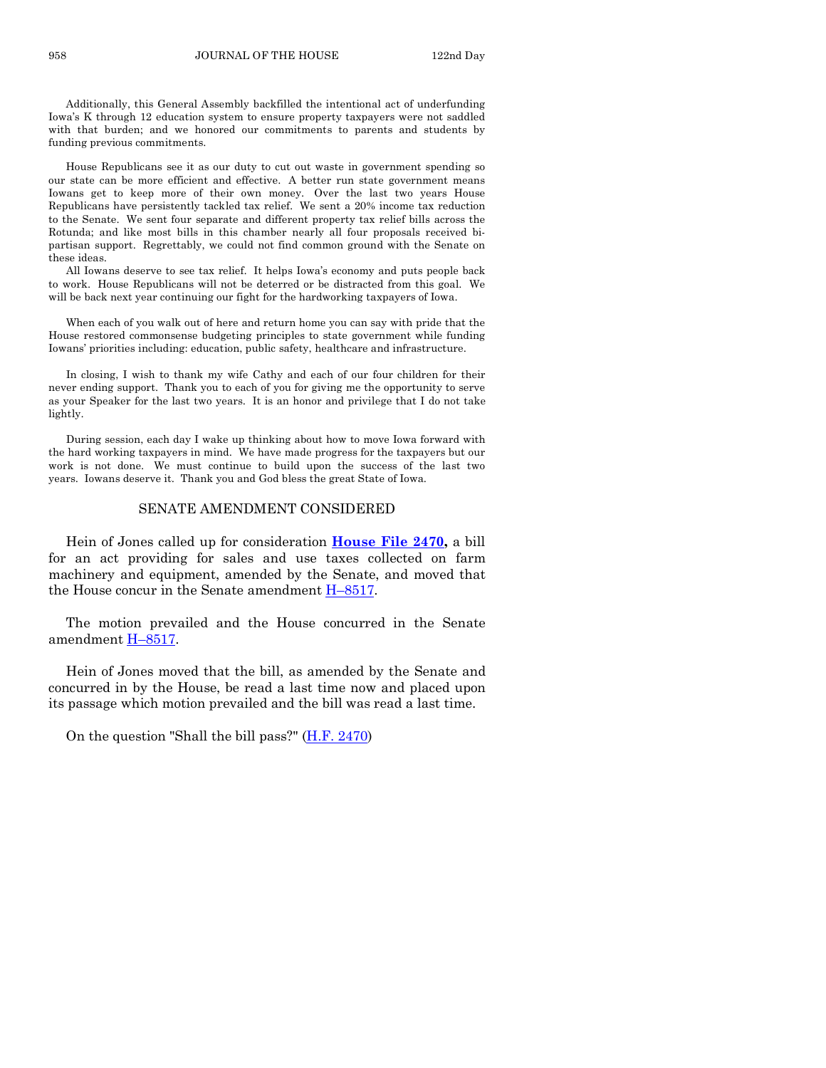Additionally, this General Assembly backfilled the intentional act of underfunding Iowa's K through 12 education system to ensure property taxpayers were not saddled with that burden; and we honored our commitments to parents and students by funding previous commitments.

House Republicans see it as our duty to cut out waste in government spending so our state can be more efficient and effective. A better run state government means Iowans get to keep more of their own money. Over the last two years House Republicans have persistently tackled tax relief. We sent a 20% income tax reduction to the Senate. We sent four separate and different property tax relief bills across the Rotunda; and like most bills in this chamber nearly all four proposals received bi-partisan support. Regrettably, we could not find common ground with the Senate on these ideas.

All Iowans deserve to see tax relief. It helps Iowa's economy and puts people back to work. House Republicans will not be deterred or be distracted from this goal. We will be back next year continuing our fight for the hardworking taxpayers of Iowa.

When each of you walk out of here and return home you can say with pride that the House restored commonsense budgeting principles to state government while funding Iowans' priorities including: education, public safety, healthcare and infrastructure.

In closing, I wish to thank my wife Cathy and each of our four children for their never ending support. Thank you to each of you for giving me the opportunity to serve as your Speaker for the last two years. It is an honor and privilege that I do not take lightly.

During session, each day I wake up thinking about how to move Iowa forward with the hard working taxpayers in mind. We have made progress for the taxpayers but our work is not done. We must continue to build upon the success of the last two years. Iowans deserve it. Thank you and God bless the great State of Iowa.

## SENATE AMENDMENT CONSIDERED

Hein of Jones called up for consideration **House File 2470,** a bill for an act providing for sales and use taxes collected on farm machinery and equipment, amended by the Senate, and moved that the House concur in the Senate amendment H–8517.

The motion prevailed and the House concurred in the Senate amendment H–8517.

Hein of Jones moved that the bill, as amended by the Senate and concurred in by the House, be read a last time now and placed upon its passage which motion prevailed and the bill was read a last time.

On the question "Shall the bill pass?" (H.F. 2470)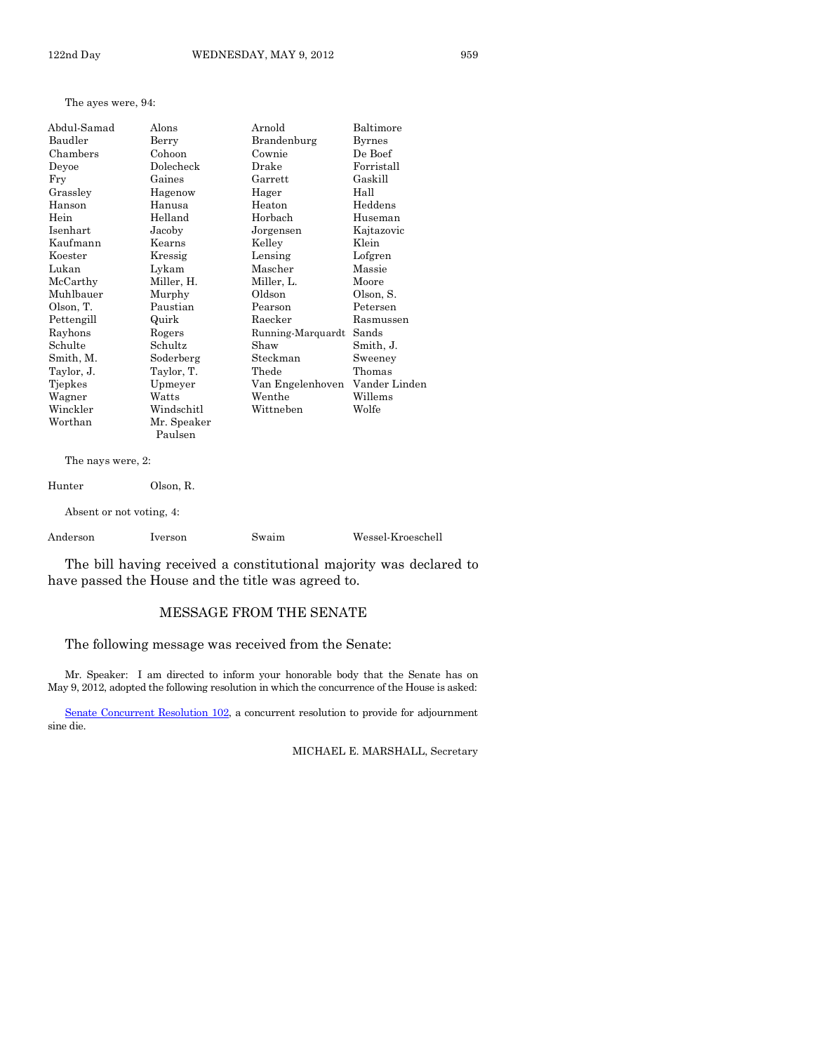The ayes were, 94:

| | | | |
|---|---|---|---|
| Abdul-Samad | Alons | Arnold | Baltimore |
| Baudler | Berry | Brandenburg | Byrnes |
| Chambers | Cohoon | Cownie | De Boef |
| Deyoe | Dolecheck | Drake | Forristall |
| Fry | Gaines | Garrett | Gaskill |
| Grassley | Hagenow | Hager | Hall |
| Hanson | Hanusa | Heaton | Heddens |
| Hein | Helland | Horbach | Huseman |
| Isenhart | Jacoby | Jorgensen | Kajtazovic |
| Kaufmann | Kearns | Kelley | Klein |
| Koester | Kressig | Lensing | Lofgren |
| Lukan | Lykam | Mascher | Massie |
| McCarthy | Miller, H. | Miller, L. | Moore |
| Muhlbauer | Murphy | Oldson | Olson, S. |
| Olson, T. | Paustian | Pearson | Petersen |
| Pettengill | Quirk | Raecker | Rasmussen |
| Rayhons | Rogers | Running-Marquardt | Sands |
| Schulte | Schultz | Shaw | Smith, J. |
| Smith, M. | Soderberg | Steckman | Sweeney |
| Taylor, J. | Taylor, T. | Thede | Thomas |
| Tjepkes | Upmeyer | Van Engelenhoven | Vander Linden |
| Wagner | Watts | Wenthe | Willems |
| Winckler | Windschitl | Wittneben | Wolfe |
| Worthan | Mr. Speaker Paulsen | | |

The nays were, 2:

| | |
|---|---|
| Hunter | Olson, R. |

Absent or not voting, 4:

| | | | |
|---|---|---|---|
| Anderson | Iverson | Swaim | Wessel-Kroeschell |

The bill having received a constitutional majority was declared to have passed the House and the title was agreed to.

## MESSAGE FROM THE SENATE

The following message was received from the Senate:

Mr. Speaker: I am directed to inform your honorable body that the Senate has on May 9, 2012, adopted the following resolution in which the concurrence of the House is asked:

Senate Concurrent Resolution 102, a concurrent resolution to provide for adjournment sine die.

MICHAEL E. MARSHALL, Secretary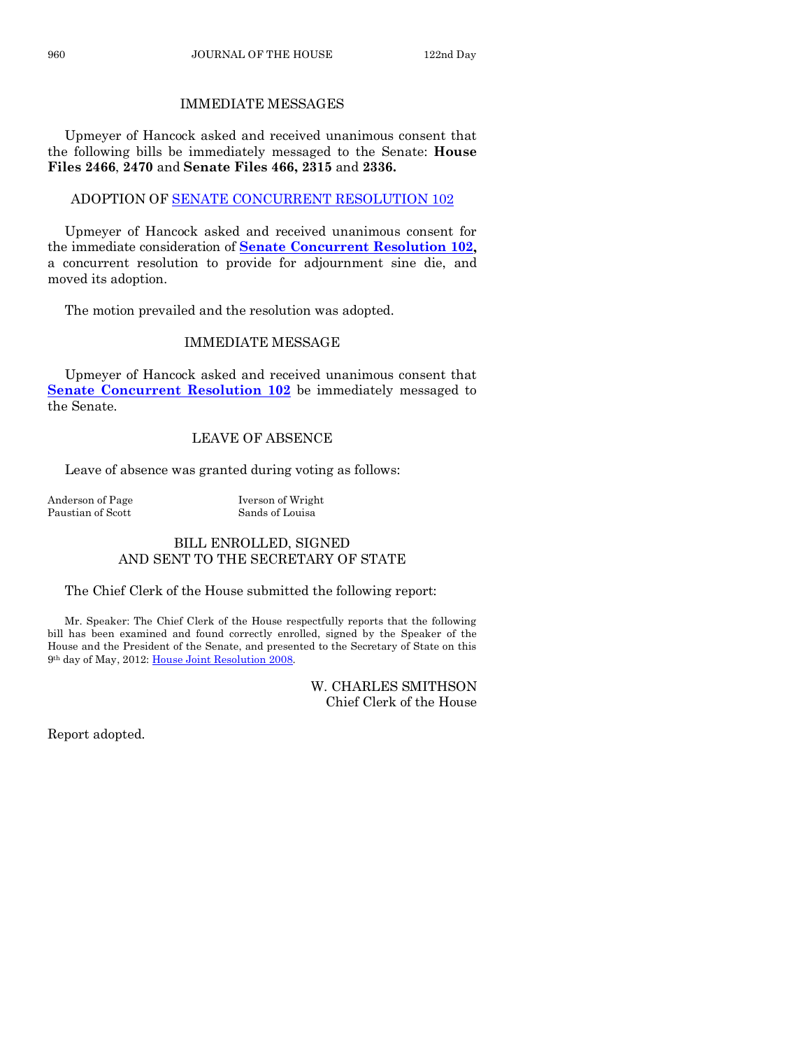## IMMEDIATE MESSAGES

Upmeyer of Hancock asked and received unanimous consent that the following bills be immediately messaged to the Senate: **House Files 2466**, **2470** and **Senate Files 466, 2315** and **2336.**

## ADOPTION OF SENATE CONCURRENT RESOLUTION 102

Upmeyer of Hancock asked and received unanimous consent for the immediate consideration of **Senate Concurrent Resolution 102,** a concurrent resolution to provide for adjournment sine die, and moved its adoption.

The motion prevailed and the resolution was adopted.

## IMMEDIATE MESSAGE

Upmeyer of Hancock asked and received unanimous consent that **Senate Concurrent Resolution 102** be immediately messaged to the Senate.

## LEAVE OF ABSENCE

Leave of absence was granted during voting as follows:

Anderson of Page
Iverson of Wright
Paustian of Scott
Sands of Louisa

## BILL ENROLLED, SIGNED AND SENT TO THE SECRETARY OF STATE

The Chief Clerk of the House submitted the following report:

Mr. Speaker: The Chief Clerk of the House respectfully reports that the following bill has been examined and found correctly enrolled, signed by the Speaker of the House and the President of the Senate, and presented to the Secretary of State on this 9th day of May, 2012: House Joint Resolution 2008.

W. CHARLES SMITHSON
Chief Clerk of the House

Report adopted.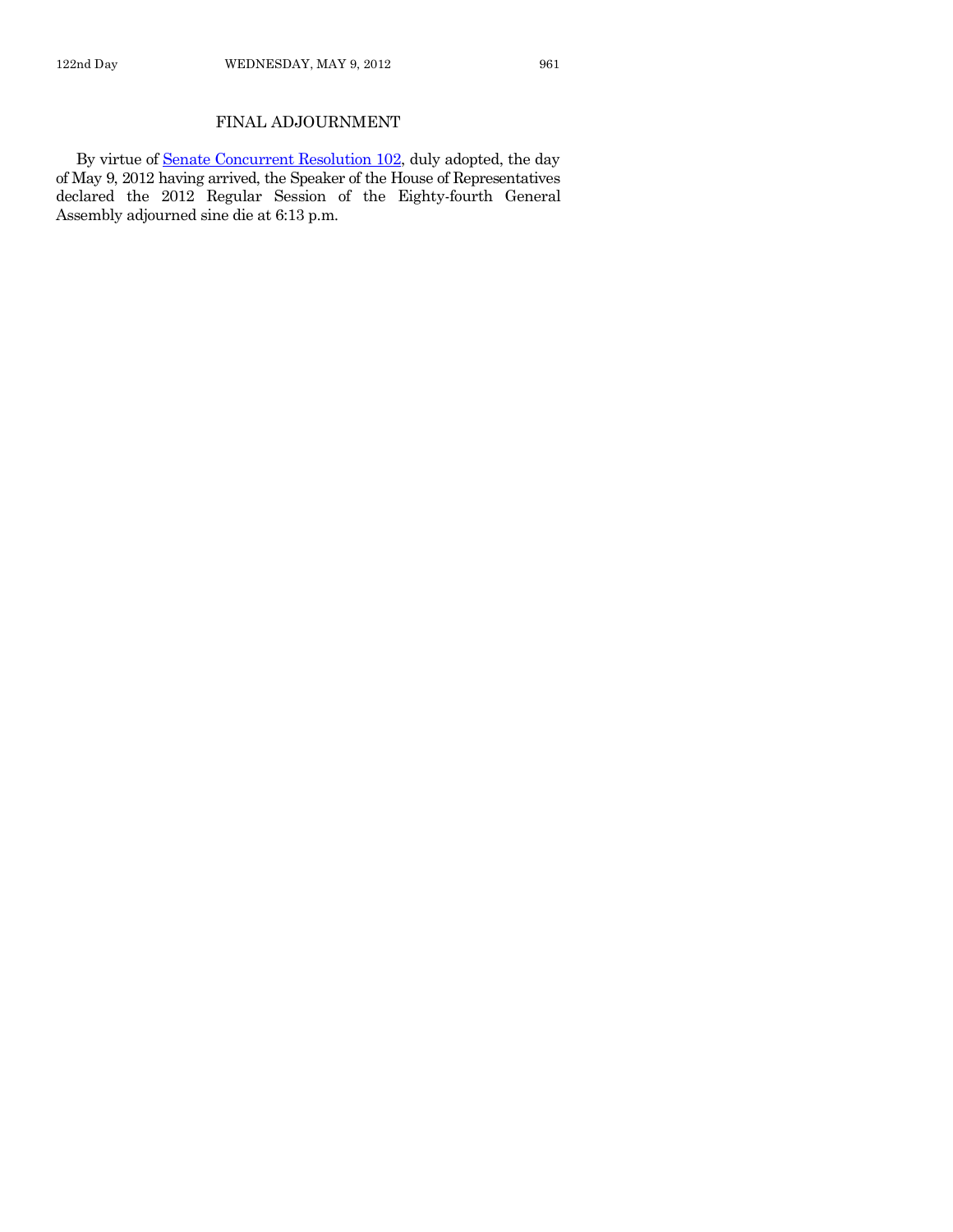## FINAL ADJOURNMENT

By virtue of [Senate Concurrent Resolution 102](), duly adopted, the day of May 9, 2012 having arrived, the Speaker of the House of Representatives declared the 2012 Regular Session of the Eighty-fourth General Assembly adjourned sine die at 6:13 p.m.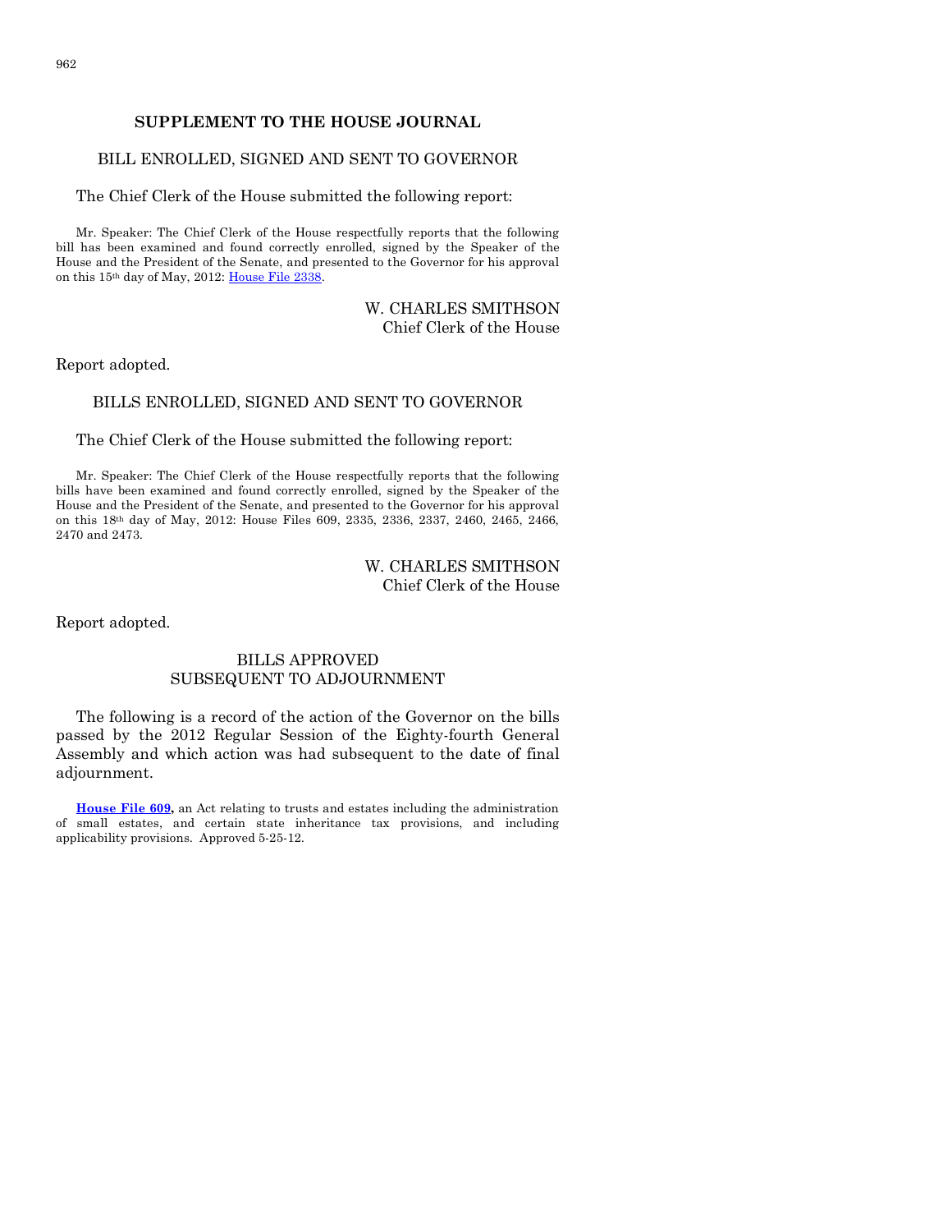## SUPPLEMENT TO THE HOUSE JOURNAL

### BILL ENROLLED, SIGNED AND SENT TO GOVERNOR

The Chief Clerk of the House submitted the following report:

Mr. Speaker: The Chief Clerk of the House respectfully reports that the following bill has been examined and found correctly enrolled, signed by the Speaker of the House and the President of the Senate, and presented to the Governor for his approval on this 15th day of May, 2012: House File 2338.

W. CHARLES SMITHSON
Chief Clerk of the House

Report adopted.

### BILLS ENROLLED, SIGNED AND SENT TO GOVERNOR

The Chief Clerk of the House submitted the following report:

Mr. Speaker: The Chief Clerk of the House respectfully reports that the following bills have been examined and found correctly enrolled, signed by the Speaker of the House and the President of the Senate, and presented to the Governor for his approval on this 18th day of May, 2012: House Files 609, 2335, 2336, 2337, 2460, 2465, 2466, 2470 and 2473.

W. CHARLES SMITHSON
Chief Clerk of the House

Report adopted.

### BILLS APPROVED SUBSEQUENT TO ADJOURNMENT

The following is a record of the action of the Governor on the bills passed by the 2012 Regular Session of the Eighty-fourth General Assembly and which action was had subsequent to the date of final adjournment.

**House File 609,** an Act relating to trusts and estates including the administration of small estates, and certain state inheritance tax provisions, and including applicability provisions. Approved 5-25-12.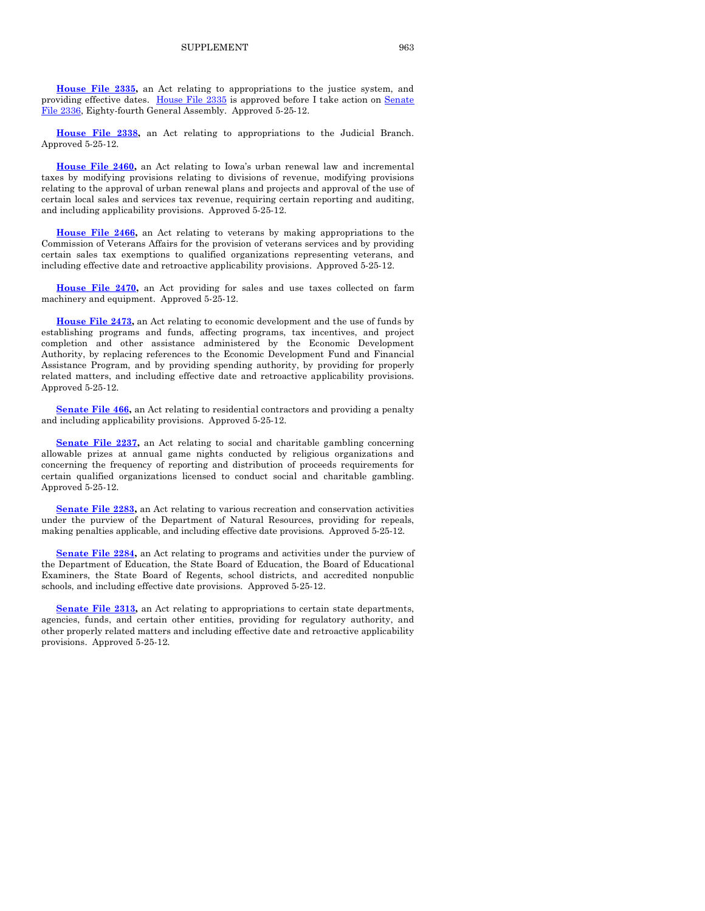**House File 2335,** an Act relating to appropriations to the justice system, and providing effective dates. House File 2335 is approved before I take action on Senate File 2336, Eighty-fourth General Assembly. Approved 5-25-12.

**House File 2338,** an Act relating to appropriations to the Judicial Branch. Approved 5-25-12.

**House File 2460,** an Act relating to Iowa's urban renewal law and incremental taxes by modifying provisions relating to divisions of revenue, modifying provisions relating to the approval of urban renewal plans and projects and approval of the use of certain local sales and services tax revenue, requiring certain reporting and auditing, and including applicability provisions. Approved 5-25-12.

**House File 2466,** an Act relating to veterans by making appropriations to the Commission of Veterans Affairs for the provision of veterans services and by providing certain sales tax exemptions to qualified organizations representing veterans, and including effective date and retroactive applicability provisions. Approved 5-25-12.

**House File 2470,** an Act providing for sales and use taxes collected on farm machinery and equipment. Approved 5-25-12.

**House File 2473,** an Act relating to economic development and the use of funds by establishing programs and funds, affecting programs, tax incentives, and project completion and other assistance administered by the Economic Development Authority, by replacing references to the Economic Development Fund and Financial Assistance Program, and by providing spending authority, by providing for properly related matters, and including effective date and retroactive applicability provisions. Approved 5-25-12.

**Senate File 466,** an Act relating to residential contractors and providing a penalty and including applicability provisions. Approved 5-25-12.

**Senate File 2237,** an Act relating to social and charitable gambling concerning allowable prizes at annual game nights conducted by religious organizations and concerning the frequency of reporting and distribution of proceeds requirements for certain qualified organizations licensed to conduct social and charitable gambling. Approved 5-25-12.

**Senate File 2283,** an Act relating to various recreation and conservation activities under the purview of the Department of Natural Resources, providing for repeals, making penalties applicable, and including effective date provisions. Approved 5-25-12.

**Senate File 2284,** an Act relating to programs and activities under the purview of the Department of Education, the State Board of Education, the Board of Educational Examiners, the State Board of Regents, school districts, and accredited nonpublic schools, and including effective date provisions. Approved 5-25-12.

**Senate File 2313,** an Act relating to appropriations to certain state departments, agencies, funds, and certain other entities, providing for regulatory authority, and other properly related matters and including effective date and retroactive applicability provisions. Approved 5-25-12.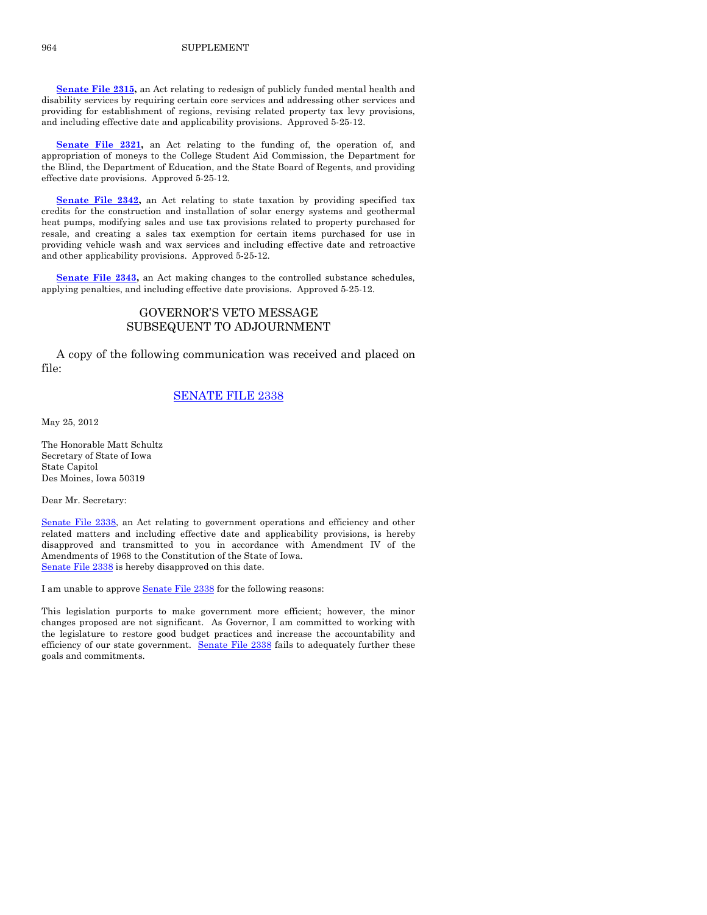**Senate File 2315,** an Act relating to redesign of publicly funded mental health and disability services by requiring certain core services and addressing other services and providing for establishment of regions, revising related property tax levy provisions, and including effective date and applicability provisions. Approved 5-25-12.

**Senate File 2321,** an Act relating to the funding of, the operation of, and appropriation of moneys to the College Student Aid Commission, the Department for the Blind, the Department of Education, and the State Board of Regents, and providing effective date provisions. Approved 5-25-12.

**Senate File 2342,** an Act relating to state taxation by providing specified tax credits for the construction and installation of solar energy systems and geothermal heat pumps, modifying sales and use tax provisions related to property purchased for resale, and creating a sales tax exemption for certain items purchased for use in providing vehicle wash and wax services and including effective date and retroactive and other applicability provisions. Approved 5-25-12.

**Senate File 2343,** an Act making changes to the controlled substance schedules, applying penalties, and including effective date provisions. Approved 5-25-12.

## GOVERNOR'S VETO MESSAGE SUBSEQUENT TO ADJOURNMENT

A copy of the following communication was received and placed on file:

### SENATE FILE 2338

May 25, 2012

The Honorable Matt Schultz
Secretary of State of Iowa
State Capitol
Des Moines, Iowa 50319

Dear Mr. Secretary:

Senate File 2338, an Act relating to government operations and efficiency and other related matters and including effective date and applicability provisions, is hereby disapproved and transmitted to you in accordance with Amendment IV of the Amendments of 1968 to the Constitution of the State of Iowa.
Senate File 2338 is hereby disapproved on this date.

I am unable to approve Senate File 2338 for the following reasons:

This legislation purports to make government more efficient; however, the minor changes proposed are not significant. As Governor, I am committed to working with the legislature to restore good budget practices and increase the accountability and efficiency of our state government. Senate File 2338 fails to adequately further these goals and commitments.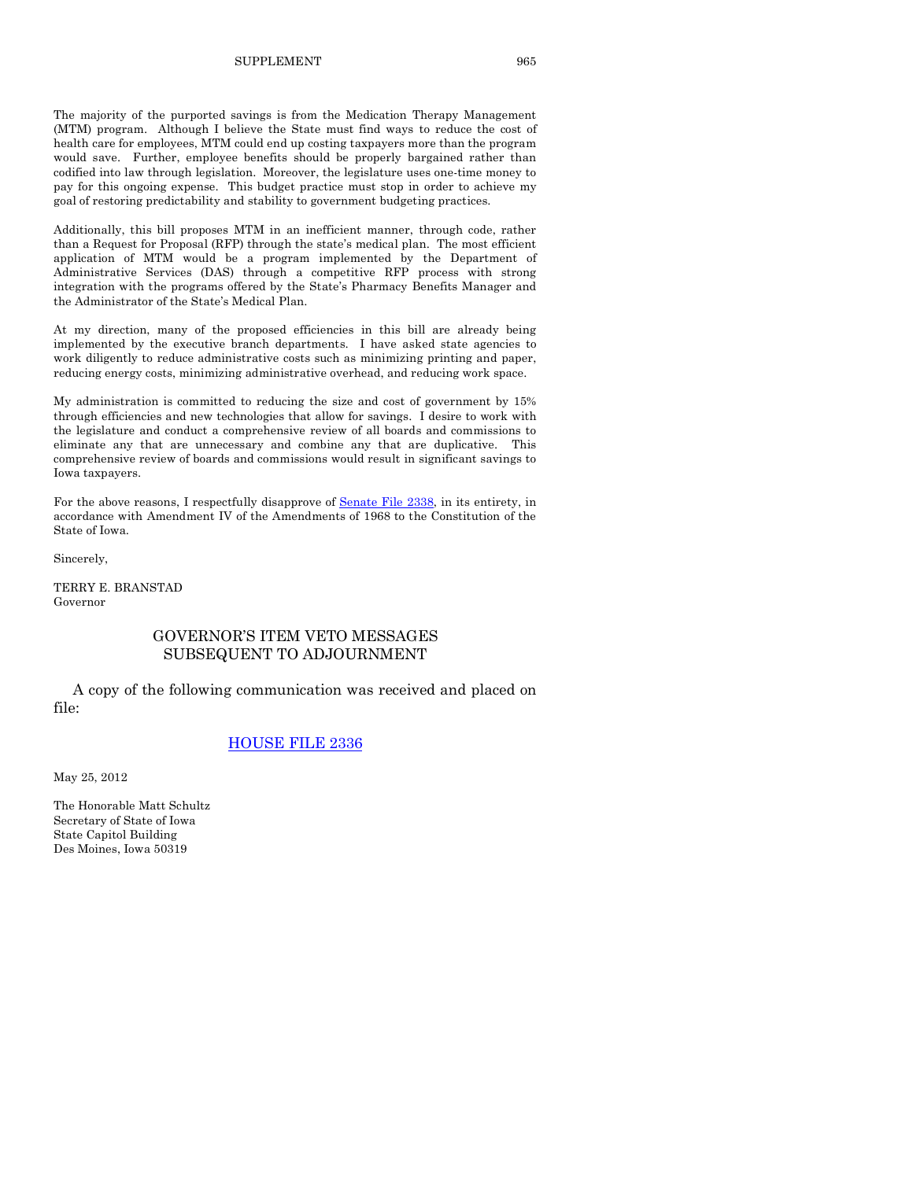The majority of the purported savings is from the Medication Therapy Management (MTM) program. Although I believe the State must find ways to reduce the cost of health care for employees, MTM could end up costing taxpayers more than the program would save. Further, employee benefits should be properly bargained rather than codified into law through legislation. Moreover, the legislature uses one-time money to pay for this ongoing expense. This budget practice must stop in order to achieve my goal of restoring predictability and stability to government budgeting practices.

Additionally, this bill proposes MTM in an inefficient manner, through code, rather than a Request for Proposal (RFP) through the state's medical plan. The most efficient application of MTM would be a program implemented by the Department of Administrative Services (DAS) through a competitive RFP process with strong integration with the programs offered by the State's Pharmacy Benefits Manager and the Administrator of the State's Medical Plan.

At my direction, many of the proposed efficiencies in this bill are already being implemented by the executive branch departments. I have asked state agencies to work diligently to reduce administrative costs such as minimizing printing and paper, reducing energy costs, minimizing administrative overhead, and reducing work space.

My administration is committed to reducing the size and cost of government by 15% through efficiencies and new technologies that allow for savings. I desire to work with the legislature and conduct a comprehensive review of all boards and commissions to eliminate any that are unnecessary and combine any that are duplicative. This comprehensive review of boards and commissions would result in significant savings to Iowa taxpayers.

For the above reasons, I respectfully disapprove of Senate File 2338, in its entirety, in accordance with Amendment IV of the Amendments of 1968 to the Constitution of the State of Iowa.

Sincerely,

TERRY E. BRANSTAD
Governor

## GOVERNOR'S ITEM VETO MESSAGES SUBSEQUENT TO ADJOURNMENT

A copy of the following communication was received and placed on file:

### HOUSE FILE 2336

May 25, 2012

The Honorable Matt Schultz
Secretary of State of Iowa
State Capitol Building
Des Moines, Iowa 50319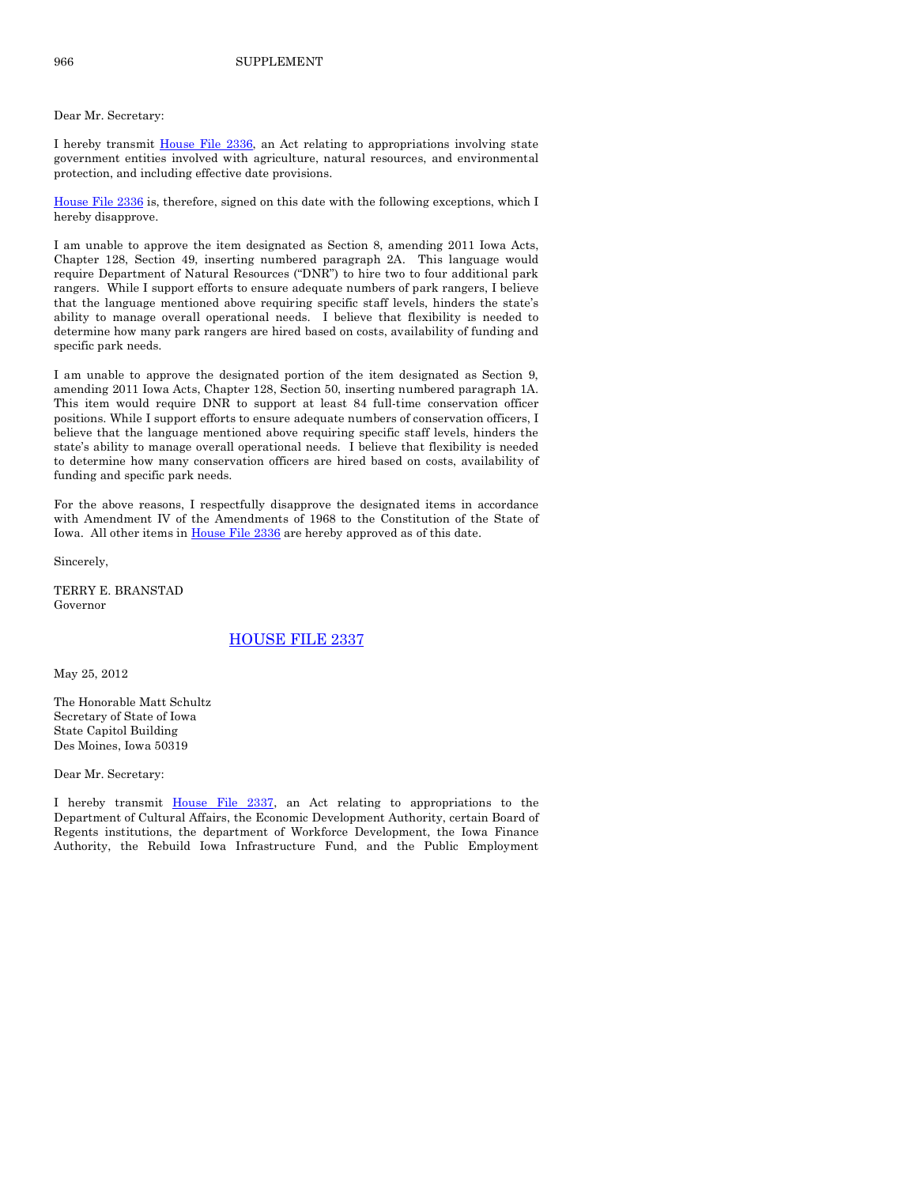Dear Mr. Secretary:

I hereby transmit House File 2336, an Act relating to appropriations involving state government entities involved with agriculture, natural resources, and environmental protection, and including effective date provisions.

House File 2336 is, therefore, signed on this date with the following exceptions, which I hereby disapprove.

I am unable to approve the item designated as Section 8, amending 2011 Iowa Acts, Chapter 128, Section 49, inserting numbered paragraph 2A. This language would require Department of Natural Resources ("DNR") to hire two to four additional park rangers. While I support efforts to ensure adequate numbers of park rangers, I believe that the language mentioned above requiring specific staff levels, hinders the state's ability to manage overall operational needs. I believe that flexibility is needed to determine how many park rangers are hired based on costs, availability of funding and specific park needs.

I am unable to approve the designated portion of the item designated as Section 9, amending 2011 Iowa Acts, Chapter 128, Section 50, inserting numbered paragraph 1A. This item would require DNR to support at least 84 full-time conservation officer positions. While I support efforts to ensure adequate numbers of conservation officers, I believe that the language mentioned above requiring specific staff levels, hinders the state's ability to manage overall operational needs. I believe that flexibility is needed to determine how many conservation officers are hired based on costs, availability of funding and specific park needs.

For the above reasons, I respectfully disapprove the designated items in accordance with Amendment IV of the Amendments of 1968 to the Constitution of the State of Iowa. All other items in House File 2336 are hereby approved as of this date.

Sincerely,

TERRY E. BRANSTAD
Governor

## HOUSE FILE 2337

May 25, 2012

The Honorable Matt Schultz
Secretary of State of Iowa
State Capitol Building
Des Moines, Iowa 50319

Dear Mr. Secretary:

I hereby transmit House File 2337, an Act relating to appropriations to the Department of Cultural Affairs, the Economic Development Authority, certain Board of Regents institutions, the department of Workforce Development, the Iowa Finance Authority, the Rebuild Iowa Infrastructure Fund, and the Public Employment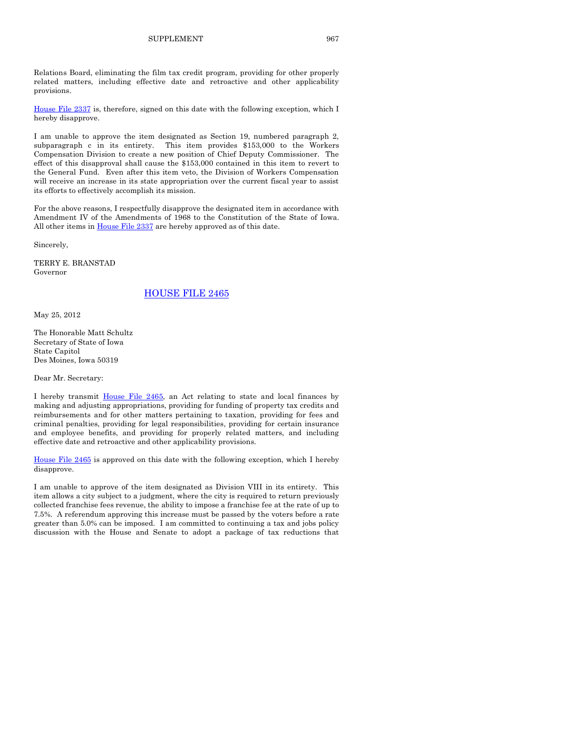Relations Board, eliminating the film tax credit program, providing for other properly related matters, including effective date and retroactive and other applicability provisions.

House File 2337 is, therefore, signed on this date with the following exception, which I hereby disapprove.

I am unable to approve the item designated as Section 19, numbered paragraph 2, subparagraph c in its entirety. This item provides $153,000 to the Workers Compensation Division to create a new position of Chief Deputy Commissioner. The effect of this disapproval shall cause the $153,000 contained in this item to revert to the General Fund. Even after this item veto, the Division of Workers Compensation will receive an increase in its state appropriation over the current fiscal year to assist its efforts to effectively accomplish its mission.

For the above reasons, I respectfully disapprove the designated item in accordance with Amendment IV of the Amendments of 1968 to the Constitution of the State of Iowa. All other items in House File 2337 are hereby approved as of this date.

Sincerely,

TERRY E. BRANSTAD
Governor

## HOUSE FILE 2465

May 25, 2012

The Honorable Matt Schultz
Secretary of State of Iowa
State Capitol
Des Moines, Iowa 50319

Dear Mr. Secretary:

I hereby transmit House File 2465, an Act relating to state and local finances by making and adjusting appropriations, providing for funding of property tax credits and reimbursements and for other matters pertaining to taxation, providing for fees and criminal penalties, providing for legal responsibilities, providing for certain insurance and employee benefits, and providing for properly related matters, and including effective date and retroactive and other applicability provisions.

House File 2465 is approved on this date with the following exception, which I hereby disapprove.

I am unable to approve of the item designated as Division VIII in its entirety. This item allows a city subject to a judgment, where the city is required to return previously collected franchise fees revenue, the ability to impose a franchise fee at the rate of up to 7.5%. A referendum approving this increase must be passed by the voters before a rate greater than 5.0% can be imposed. I am committed to continuing a tax and jobs policy discussion with the House and Senate to adopt a package of tax reductions that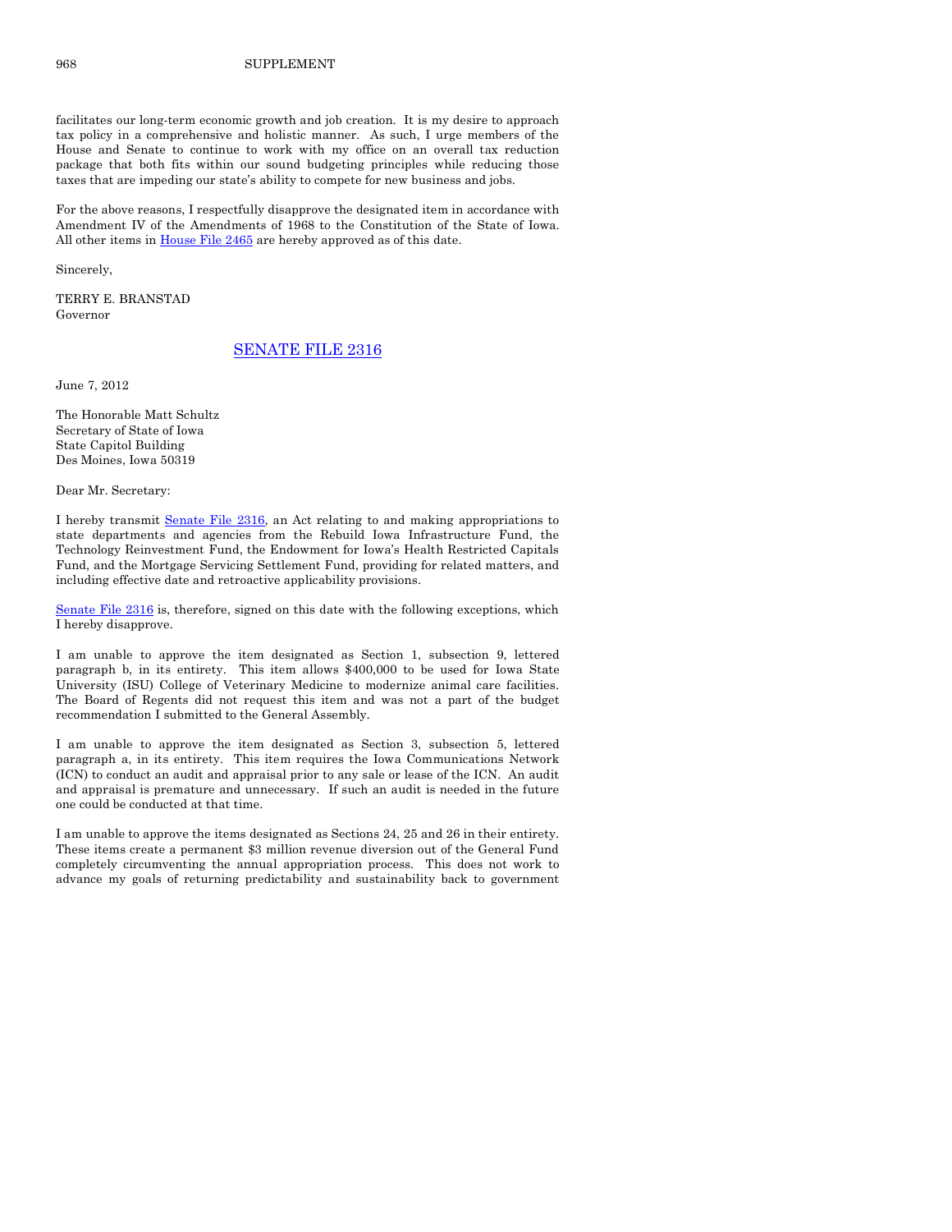facilitates our long-term economic growth and job creation. It is my desire to approach tax policy in a comprehensive and holistic manner. As such, I urge members of the House and Senate to continue to work with my office on an overall tax reduction package that both fits within our sound budgeting principles while reducing those taxes that are impeding our state's ability to compete for new business and jobs.

For the above reasons, I respectfully disapprove the designated item in accordance with Amendment IV of the Amendments of 1968 to the Constitution of the State of Iowa. All other items in House File 2465 are hereby approved as of this date.

Sincerely,

TERRY E. BRANSTAD
Governor

## SENATE FILE 2316

June 7, 2012

The Honorable Matt Schultz
Secretary of State of Iowa
State Capitol Building
Des Moines, Iowa 50319

Dear Mr. Secretary:

I hereby transmit Senate File 2316, an Act relating to and making appropriations to state departments and agencies from the Rebuild Iowa Infrastructure Fund, the Technology Reinvestment Fund, the Endowment for Iowa's Health Restricted Capitals Fund, and the Mortgage Servicing Settlement Fund, providing for related matters, and including effective date and retroactive applicability provisions.

Senate File 2316 is, therefore, signed on this date with the following exceptions, which I hereby disapprove.

I am unable to approve the item designated as Section 1, subsection 9, lettered paragraph b, in its entirety. This item allows $400,000 to be used for Iowa State University (ISU) College of Veterinary Medicine to modernize animal care facilities. The Board of Regents did not request this item and was not a part of the budget recommendation I submitted to the General Assembly.

I am unable to approve the item designated as Section 3, subsection 5, lettered paragraph a, in its entirety. This item requires the Iowa Communications Network (ICN) to conduct an audit and appraisal prior to any sale or lease of the ICN. An audit and appraisal is premature and unnecessary. If such an audit is needed in the future one could be conducted at that time.

I am unable to approve the items designated as Sections 24, 25 and 26 in their entirety. These items create a permanent $3 million revenue diversion out of the General Fund completely circumventing the annual appropriation process. This does not work to advance my goals of returning predictability and sustainability back to government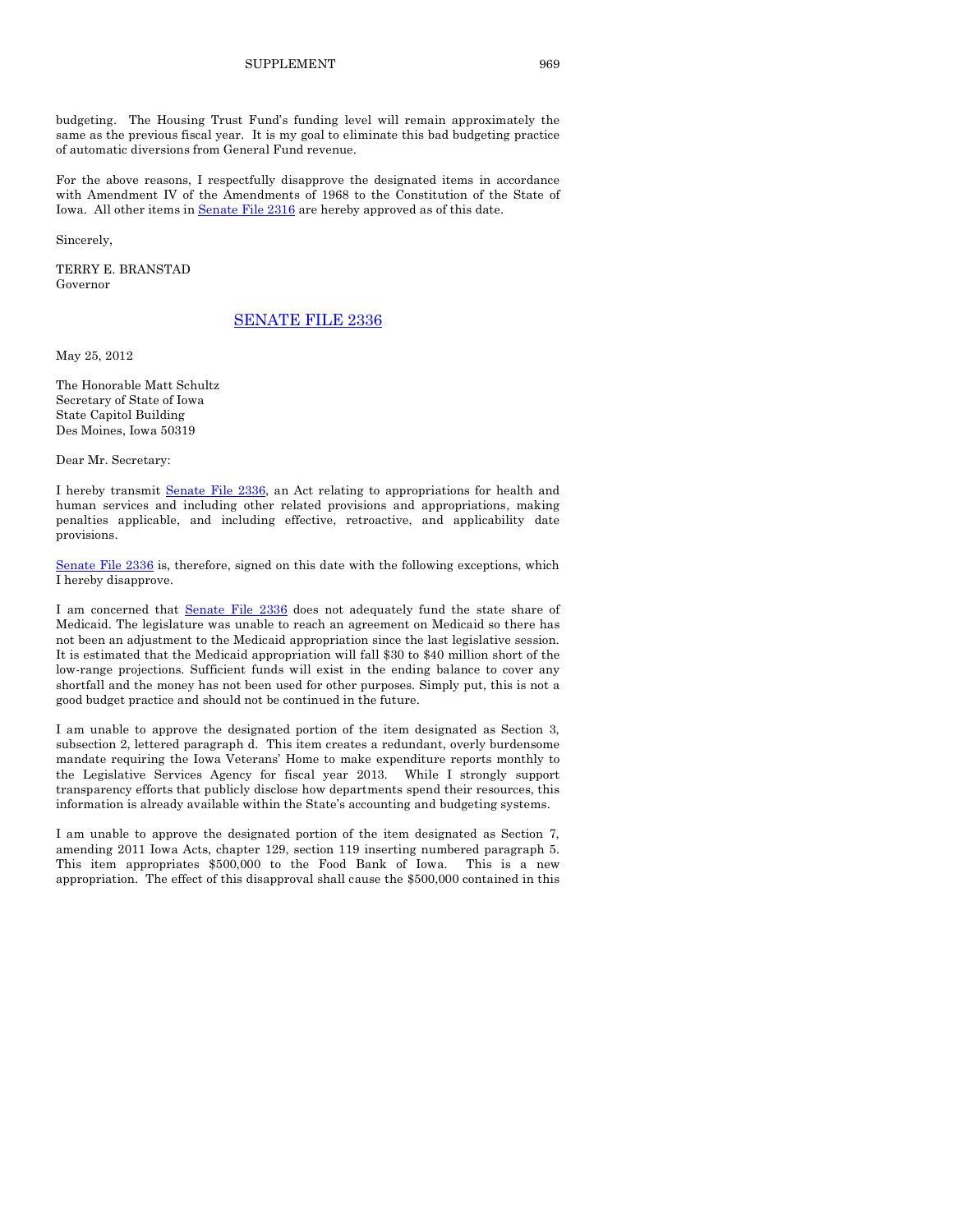budgeting. The Housing Trust Fund's funding level will remain approximately the same as the previous fiscal year. It is my goal to eliminate this bad budgeting practice of automatic diversions from General Fund revenue.

For the above reasons, I respectfully disapprove the designated items in accordance with Amendment IV of the Amendments of 1968 to the Constitution of the State of Iowa. All other items in Senate File 2316 are hereby approved as of this date.

Sincerely,

TERRY E. BRANSTAD
Governor

## SENATE FILE 2336

May 25, 2012

The Honorable Matt Schultz
Secretary of State of Iowa
State Capitol Building
Des Moines, Iowa 50319

Dear Mr. Secretary:

I hereby transmit Senate File 2336, an Act relating to appropriations for health and human services and including other related provisions and appropriations, making penalties applicable, and including effective, retroactive, and applicability date provisions.

Senate File 2336 is, therefore, signed on this date with the following exceptions, which I hereby disapprove.

I am concerned that Senate File 2336 does not adequately fund the state share of Medicaid. The legislature was unable to reach an agreement on Medicaid so there has not been an adjustment to the Medicaid appropriation since the last legislative session. It is estimated that the Medicaid appropriation will fall $30 to $40 million short of the low-range projections. Sufficient funds will exist in the ending balance to cover any shortfall and the money has not been used for other purposes. Simply put, this is not a good budget practice and should not be continued in the future.

I am unable to approve the designated portion of the item designated as Section 3, subsection 2, lettered paragraph d. This item creates a redundant, overly burdensome mandate requiring the Iowa Veterans' Home to make expenditure reports monthly to the Legislative Services Agency for fiscal year 2013. While I strongly support transparency efforts that publicly disclose how departments spend their resources, this information is already available within the State's accounting and budgeting systems.

I am unable to approve the designated portion of the item designated as Section 7, amending 2011 Iowa Acts, chapter 129, section 119 inserting numbered paragraph 5. This item appropriates $500,000 to the Food Bank of Iowa. This is a new appropriation. The effect of this disapproval shall cause the $500,000 contained in this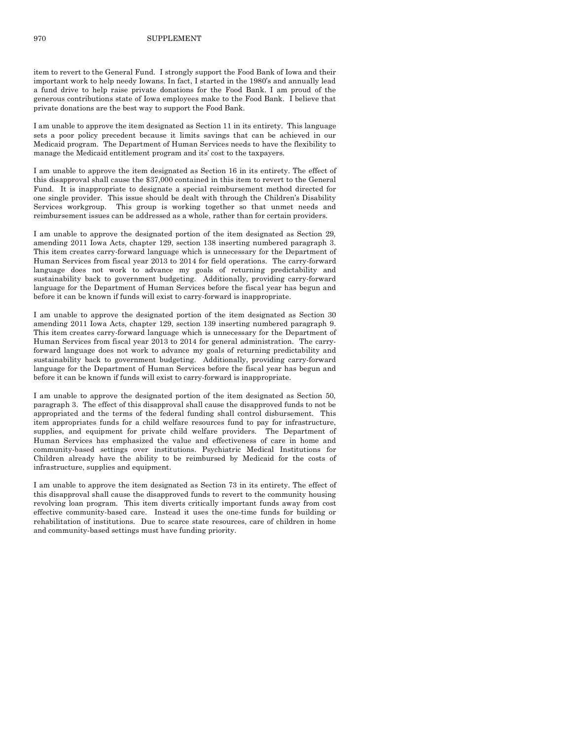item to revert to the General Fund. I strongly support the Food Bank of Iowa and their important work to help needy Iowans. In fact, I started in the 1980's and annually lead a fund drive to help raise private donations for the Food Bank. I am proud of the generous contributions state of Iowa employees make to the Food Bank. I believe that private donations are the best way to support the Food Bank.

I am unable to approve the item designated as Section 11 in its entirety. This language sets a poor policy precedent because it limits savings that can be achieved in our Medicaid program. The Department of Human Services needs to have the flexibility to manage the Medicaid entitlement program and its' cost to the taxpayers.

I am unable to approve the item designated as Section 16 in its entirety. The effect of this disapproval shall cause the $37,000 contained in this item to revert to the General Fund. It is inappropriate to designate a special reimbursement method directed for one single provider. This issue should be dealt with through the Children's Disability Services workgroup. This group is working together so that unmet needs and reimbursement issues can be addressed as a whole, rather than for certain providers.

I am unable to approve the designated portion of the item designated as Section 29, amending 2011 Iowa Acts, chapter 129, section 138 inserting numbered paragraph 3. This item creates carry-forward language which is unnecessary for the Department of Human Services from fiscal year 2013 to 2014 for field operations. The carry-forward language does not work to advance my goals of returning predictability and sustainability back to government budgeting. Additionally, providing carry-forward language for the Department of Human Services before the fiscal year has begun and before it can be known if funds will exist to carry-forward is inappropriate.

I am unable to approve the designated portion of the item designated as Section 30 amending 2011 Iowa Acts, chapter 129, section 139 inserting numbered paragraph 9. This item creates carry-forward language which is unnecessary for the Department of Human Services from fiscal year 2013 to 2014 for general administration. The carry-forward language does not work to advance my goals of returning predictability and sustainability back to government budgeting. Additionally, providing carry-forward language for the Department of Human Services before the fiscal year has begun and before it can be known if funds will exist to carry-forward is inappropriate.

I am unable to approve the designated portion of the item designated as Section 50, paragraph 3. The effect of this disapproval shall cause the disapproved funds to not be appropriated and the terms of the federal funding shall control disbursement. This item appropriates funds for a child welfare resources fund to pay for infrastructure, supplies, and equipment for private child welfare providers. The Department of Human Services has emphasized the value and effectiveness of care in home and community-based settings over institutions. Psychiatric Medical Institutions for Children already have the ability to be reimbursed by Medicaid for the costs of infrastructure, supplies and equipment.

I am unable to approve the item designated as Section 73 in its entirety. The effect of this disapproval shall cause the disapproved funds to revert to the community housing revolving loan program. This item diverts critically important funds away from cost effective community-based care. Instead it uses the one-time funds for building or rehabilitation of institutions. Due to scarce state resources, care of children in home and community-based settings must have funding priority.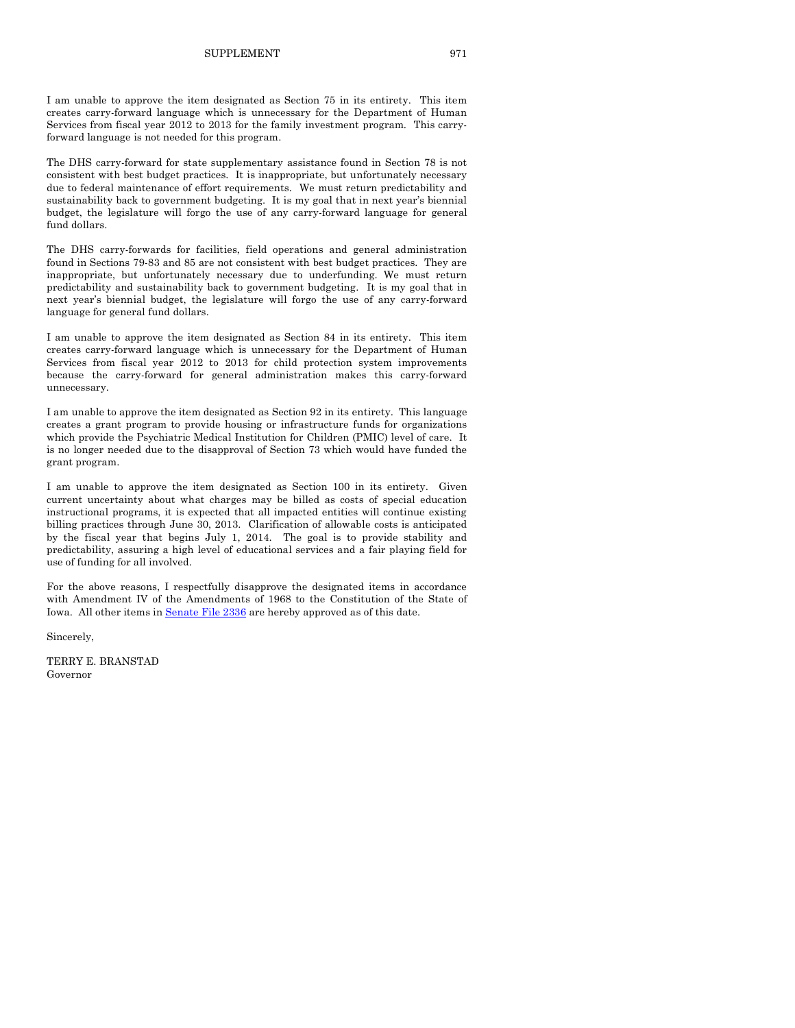I am unable to approve the item designated as Section 75 in its entirety. This item creates carry-forward language which is unnecessary for the Department of Human Services from fiscal year 2012 to 2013 for the family investment program. This carry-forward language is not needed for this program.

The DHS carry-forward for state supplementary assistance found in Section 78 is not consistent with best budget practices. It is inappropriate, but unfortunately necessary due to federal maintenance of effort requirements. We must return predictability and sustainability back to government budgeting. It is my goal that in next year's biennial budget, the legislature will forgo the use of any carry-forward language for general fund dollars.

The DHS carry-forwards for facilities, field operations and general administration found in Sections 79-83 and 85 are not consistent with best budget practices. They are inappropriate, but unfortunately necessary due to underfunding. We must return predictability and sustainability back to government budgeting. It is my goal that in next year's biennial budget, the legislature will forgo the use of any carry-forward language for general fund dollars.

I am unable to approve the item designated as Section 84 in its entirety. This item creates carry-forward language which is unnecessary for the Department of Human Services from fiscal year 2012 to 2013 for child protection system improvements because the carry-forward for general administration makes this carry-forward unnecessary.

I am unable to approve the item designated as Section 92 in its entirety. This language creates a grant program to provide housing or infrastructure funds for organizations which provide the Psychiatric Medical Institution for Children (PMIC) level of care. It is no longer needed due to the disapproval of Section 73 which would have funded the grant program.

I am unable to approve the item designated as Section 100 in its entirety. Given current uncertainty about what charges may be billed as costs of special education instructional programs, it is expected that all impacted entities will continue existing billing practices through June 30, 2013. Clarification of allowable costs is anticipated by the fiscal year that begins July 1, 2014. The goal is to provide stability and predictability, assuring a high level of educational services and a fair playing field for use of funding for all involved.

For the above reasons, I respectfully disapprove the designated items in accordance with Amendment IV of the Amendments of 1968 to the Constitution of the State of Iowa. All other items in Senate File 2336 are hereby approved as of this date.

Sincerely,

TERRY E. BRANSTAD
Governor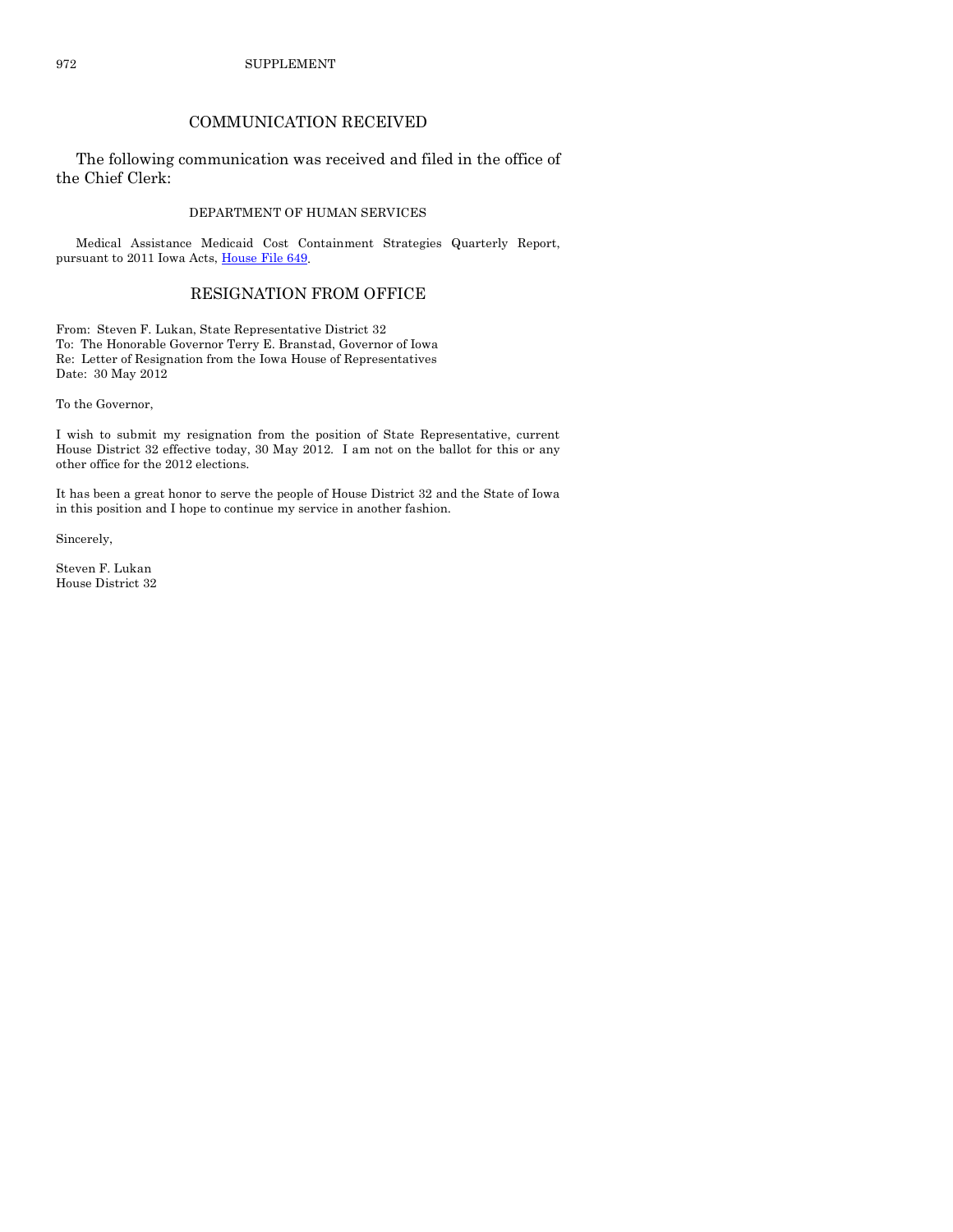## COMMUNICATION RECEIVED

The following communication was received and filed in the office of the Chief Clerk:

### DEPARTMENT OF HUMAN SERVICES

Medical Assistance Medicaid Cost Containment Strategies Quarterly Report, pursuant to 2011 Iowa Acts, House File 649.

## RESIGNATION FROM OFFICE

From: Steven F. Lukan, State Representative District 32
To: The Honorable Governor Terry E. Branstad, Governor of Iowa
Re: Letter of Resignation from the Iowa House of Representatives
Date: 30 May 2012

To the Governor,

I wish to submit my resignation from the position of State Representative, current House District 32 effective today, 30 May 2012. I am not on the ballot for this or any other office for the 2012 elections.

It has been a great honor to serve the people of House District 32 and the State of Iowa in this position and I hope to continue my service in another fashion.

Sincerely,

Steven F. Lukan
House District 32